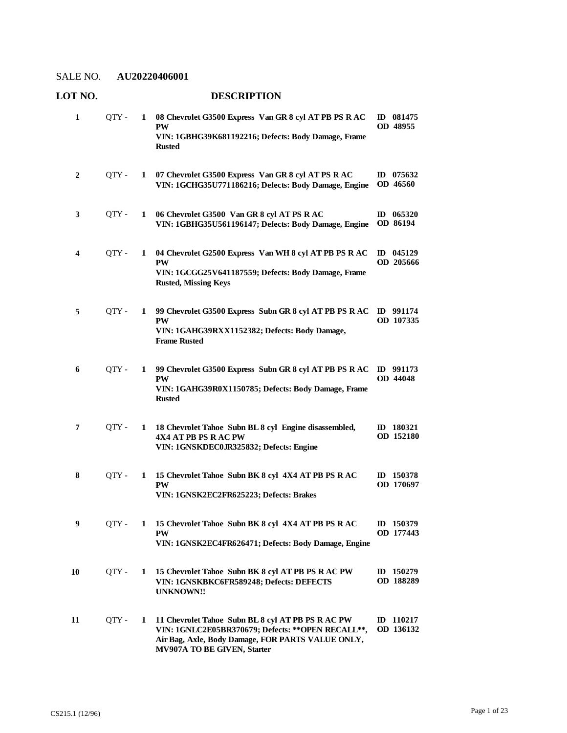SALE NO. **AU20220406001**

| LOT NO. | | DESCRIPTION | |
|---|---|---|---|
| **1** | QTY - **1** | **08 Chevrolet G3500 Express Van GR 8 cyl AT PB PS R AC PW**<br>**VIN: 1GBHG39K681192216; Defects: Body Damage, Frame Rusted** | **ID 081475**<br>**OD 48955** |
| **2** | QTY - **1** | **07 Chevrolet G3500 Express Van GR 8 cyl AT PS R AC**<br>**VIN: 1GCHG35U771186216; Defects: Body Damage, Engine** | **ID 075632**<br>**OD 46560** |
| **3** | QTY - **1** | **06 Chevrolet G3500 Van GR 8 cyl AT PS R AC**<br>**VIN: 1GBHG35U561196147; Defects: Body Damage, Engine** | **ID 065320**<br>**OD 86194** |
| **4** | QTY - **1** | **04 Chevrolet G2500 Express Van WH 8 cyl AT PB PS R AC PW**<br>**VIN: 1GCGG25V641187559; Defects: Body Damage, Frame Rusted, Missing Keys** | **ID 045129**<br>**OD 205666** |
| **5** | QTY - **1** | **99 Chevrolet G3500 Express Subn GR 8 cyl AT PB PS R AC PW**<br>**VIN: 1GAHG39RXX1152382; Defects: Body Damage, Frame Rusted** | **ID 991174**<br>**OD 107335** |
| **6** | QTY - **1** | **99 Chevrolet G3500 Express Subn GR 8 cyl AT PB PS R AC PW**<br>**VIN: 1GAHG39R0X1150785; Defects: Body Damage, Frame Rusted** | **ID 991173**<br>**OD 44048** |
| **7** | QTY - **1** | **18 Chevrolet Tahoe Subn BL 8 cyl Engine disassembled, 4X4 AT PB PS R AC PW**<br>**VIN: 1GNSKDEC0JR325832; Defects: Engine** | **ID 180321**<br>**OD 152180** |
| **8** | QTY - **1** | **15 Chevrolet Tahoe Subn BK 8 cyl 4X4 AT PB PS R AC PW**<br>**VIN: 1GNSK2EC2FR625223; Defects: Brakes** | **ID 150378**<br>**OD 170697** |
| **9** | QTY - **1** | **15 Chevrolet Tahoe Subn BK 8 cyl 4X4 AT PB PS R AC PW**<br>**VIN: 1GNSK2EC4FR626471; Defects: Body Damage, Engine** | **ID 150379**<br>**OD 177443** |
| **10** | QTY - **1** | **15 Chevrolet Tahoe Subn BK 8 cyl AT PB PS R AC PW**<br>**VIN: 1GNSKBKC6FR589248; Defects: DEFECTS UNKNOWN!!** | **ID 150279**<br>**OD 188289** |
| **11** | QTY - **1** | **11 Chevrolet Tahoe Subn BL 8 cyl AT PB PS R AC PW**<br>**VIN: 1GNLC2E05BR370679; Defects: \*\*OPEN RECALL\*\*, Air Bag, Axle, Body Damage, FOR PARTS VALUE ONLY, MV907A TO BE GIVEN, Starter** | **ID 110217**<br>**OD 136132** |

CS215.1 (12/96)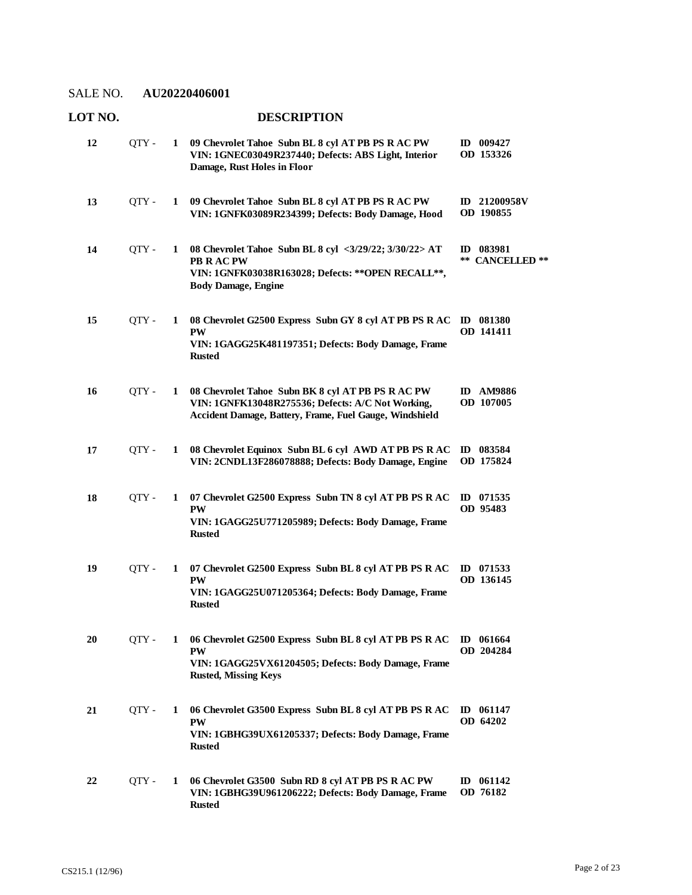SALE NO. **AU20220406001**

| LOT NO. | | | DESCRIPTION | |
|---|---|---|---|---|
| **12** | QTY - | **1** | **09 Chevrolet Tahoe Subn BL 8 cyl AT PB PS R AC PW VIN: 1GNEC03049R237440; Defects: ABS Light, Interior Damage, Rust Holes in Floor** | **ID 009427 OD 153326** |
| **13** | QTY - | **1** | **09 Chevrolet Tahoe Subn BL 8 cyl AT PB PS R AC PW VIN: 1GNFK03089R234399; Defects: Body Damage, Hood** | **ID 21200958V OD 190855** |
| **14** | QTY - | **1** | **08 Chevrolet Tahoe Subn BL 8 cyl <3/29/22; 3/30/22> AT PB R AC PW VIN: 1GNFK03038R163028; Defects: **OPEN RECALL**, Body Damage, Engine** | **ID 083981 ** CANCELLED **** |
| **15** | QTY - | **1** | **08 Chevrolet G2500 Express Subn GY 8 cyl AT PB PS R AC PW VIN: 1GAGG25K481197351; Defects: Body Damage, Frame Rusted** | **ID 081380 OD 141411** |
| **16** | QTY - | **1** | **08 Chevrolet Tahoe Subn BK 8 cyl AT PB PS R AC PW VIN: 1GNFK13048R275536; Defects: A/C Not Working, Accident Damage, Battery, Frame, Fuel Gauge, Windshield** | **ID AM9886 OD 107005** |
| **17** | QTY - | **1** | **08 Chevrolet Equinox Subn BL 6 cyl AWD AT PB PS R AC VIN: 2CNDL13F286078888; Defects: Body Damage, Engine** | **ID 083584 OD 175824** |
| **18** | QTY - | **1** | **07 Chevrolet G2500 Express Subn TN 8 cyl AT PB PS R AC PW VIN: 1GAGG25U771205989; Defects: Body Damage, Frame Rusted** | **ID 071535 OD 95483** |
| **19** | QTY - | **1** | **07 Chevrolet G2500 Express Subn BL 8 cyl AT PB PS R AC PW VIN: 1GAGG25U071205364; Defects: Body Damage, Frame Rusted** | **ID 071533 OD 136145** |
| **20** | QTY - | **1** | **06 Chevrolet G2500 Express Subn BL 8 cyl AT PB PS R AC PW VIN: 1GAGG25VX61204505; Defects: Body Damage, Frame Rusted, Missing Keys** | **ID 061664 OD 204284** |
| **21** | QTY - | **1** | **06 Chevrolet G3500 Express Subn BL 8 cyl AT PB PS R AC PW VIN: 1GBHG39UX61205337; Defects: Body Damage, Frame Rusted** | **ID 061147 OD 64202** |
| **22** | QTY - | **1** | **06 Chevrolet G3500 Subn RD 8 cyl AT PB PS R AC PW VIN: 1GBHG39U961206222; Defects: Body Damage, Frame Rusted** | **ID 061142 OD 76182** |

CS215.1 (12/96)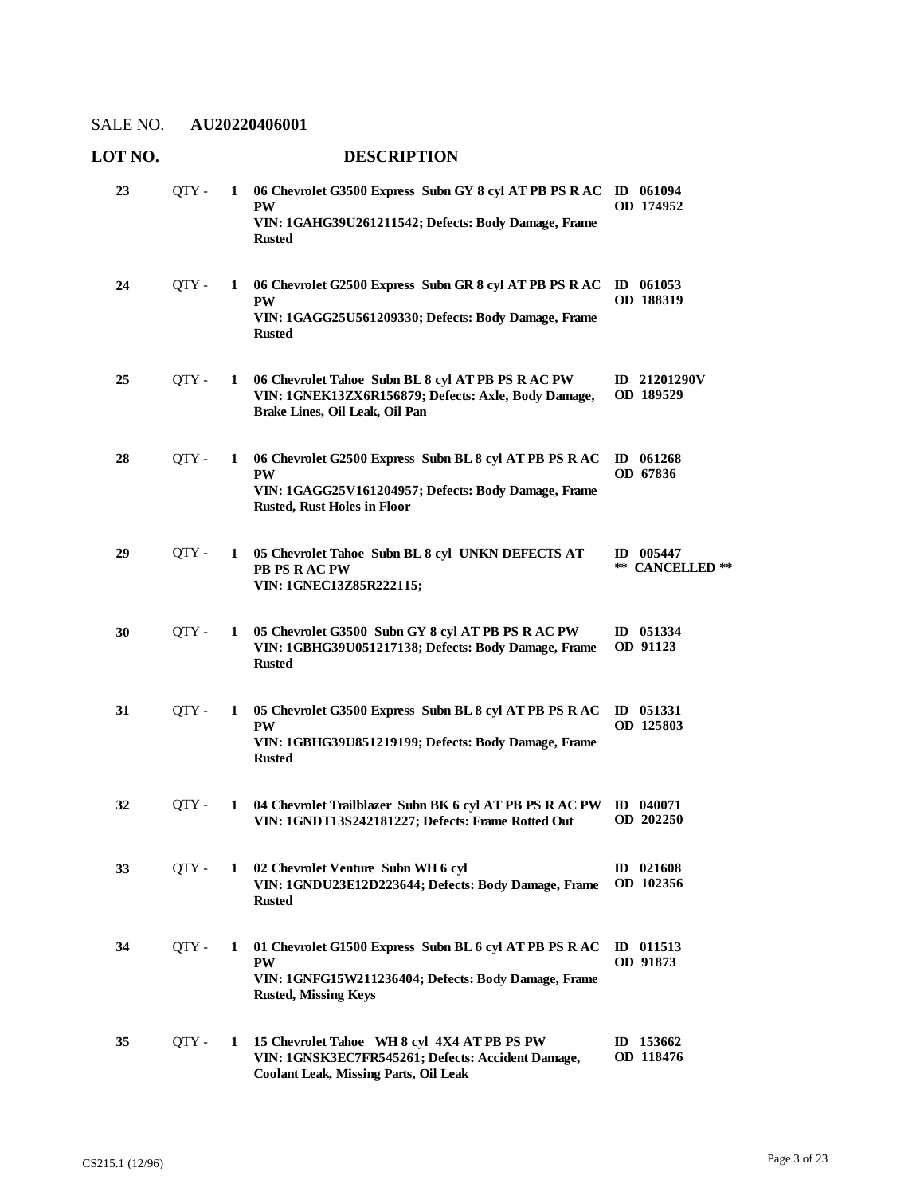SALE NO. **AU20220406001**

| LOT NO. | | | DESCRIPTION | |
|---|---|---|---|---|
| **23** | QTY - | **1** | **06 Chevrolet G3500 Express Subn GY 8 cyl AT PB PS R AC PW VIN: 1GAHG39U261211542; Defects: Body Damage, Frame Rusted** | **ID 061094 OD 174952** |
| **24** | QTY - | **1** | **06 Chevrolet G2500 Express Subn GR 8 cyl AT PB PS R AC PW VIN: 1GAGG25U561209330; Defects: Body Damage, Frame Rusted** | **ID 061053 OD 188319** |
| **25** | QTY - | **1** | **06 Chevrolet Tahoe Subn BL 8 cyl AT PB PS R AC PW VIN: 1GNEK13ZX6R156879; Defects: Axle, Body Damage, Brake Lines, Oil Leak, Oil Pan** | **ID 21201290V OD 189529** |
| **28** | QTY - | **1** | **06 Chevrolet G2500 Express Subn BL 8 cyl AT PB PS R AC PW VIN: 1GAGG25V161204957; Defects: Body Damage, Frame Rusted, Rust Holes in Floor** | **ID 061268 OD 67836** |
| **29** | QTY - | **1** | **05 Chevrolet Tahoe Subn BL 8 cyl UNKN DEFECTS AT PB PS R AC PW VIN: 1GNEC13Z85R222115;** | **ID 005447 \*\* CANCELLED \*\*** |
| **30** | QTY - | **1** | **05 Chevrolet G3500 Subn GY 8 cyl AT PB PS R AC PW VIN: 1GBHG39U051217138; Defects: Body Damage, Frame Rusted** | **ID 051334 OD 91123** |
| **31** | QTY - | **1** | **05 Chevrolet G3500 Express Subn BL 8 cyl AT PB PS R AC PW VIN: 1GBHG39U851219199; Defects: Body Damage, Frame Rusted** | **ID 051331 OD 125803** |
| **32** | QTY - | **1** | **04 Chevrolet Trailblazer Subn BK 6 cyl AT PB PS R AC PW VIN: 1GNDT13S242181227; Defects: Frame Rotted Out** | **ID 040071 OD 202250** |
| **33** | QTY - | **1** | **02 Chevrolet Venture Subn WH 6 cyl VIN: 1GNDU23E12D223644; Defects: Body Damage, Frame Rusted** | **ID 021608 OD 102356** |
| **34** | QTY - | **1** | **01 Chevrolet G1500 Express Subn BL 6 cyl AT PB PS R AC PW VIN: 1GNFG15W211236404; Defects: Body Damage, Frame Rusted, Missing Keys** | **ID 011513 OD 91873** |
| **35** | QTY - | **1** | **15 Chevrolet Tahoe WH 8 cyl 4X4 AT PB PS PW VIN: 1GNSK3EC7FR545261; Defects: Accident Damage, Coolant Leak, Missing Parts, Oil Leak** | **ID 153662 OD 118476** |

CS215.1 (12/96)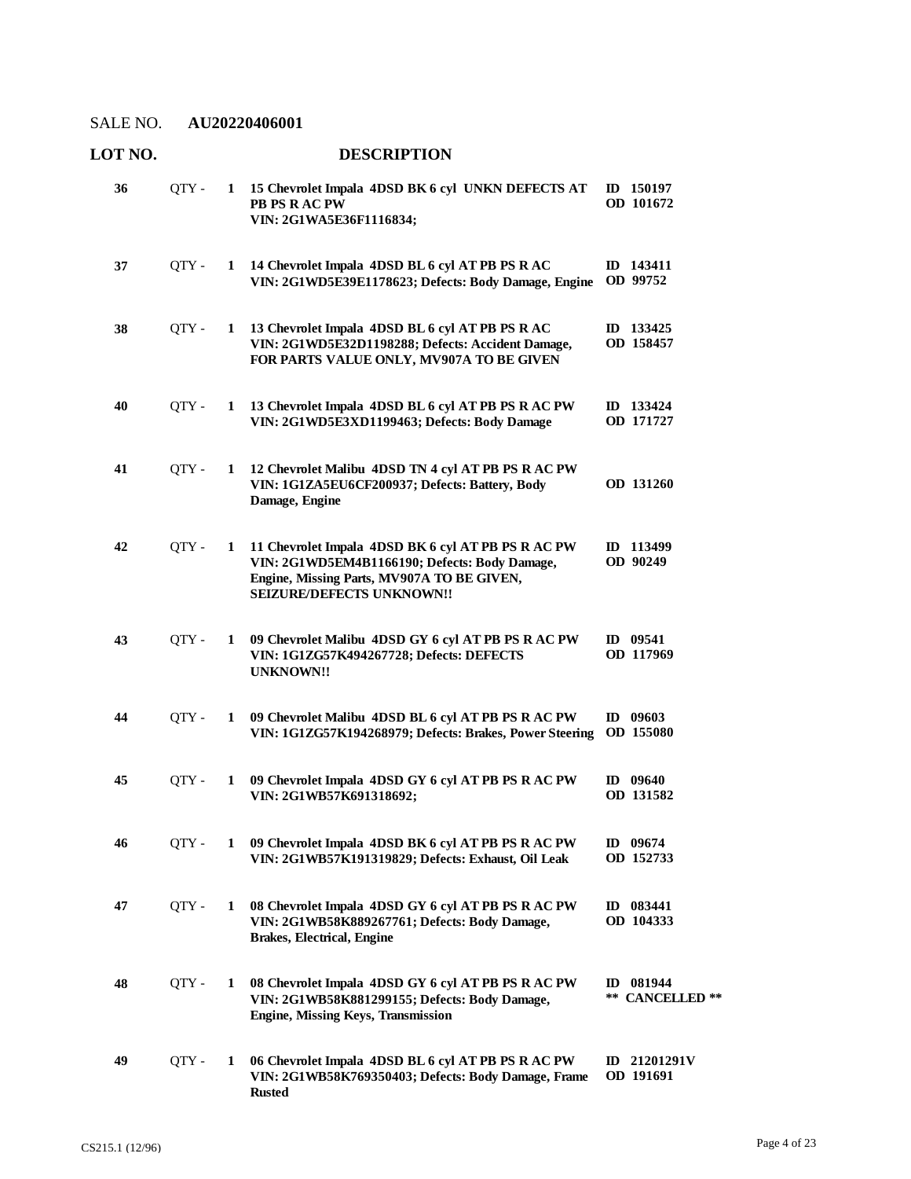SALE NO. **AU20220406001**

| LOT NO. | | | DESCRIPTION | |
|---|---|---|---|---|
| **36** | QTY - | **1** | **15 Chevrolet Impala 4DSD BK 6 cyl UNKN DEFECTS AT PB PS R AC PW VIN: 2G1WA5E36F1116834;** | **ID 150197 OD 101672** |
| **37** | QTY - | **1** | **14 Chevrolet Impala 4DSD BL 6 cyl AT PB PS R AC VIN: 2G1WD5E39E1178623; Defects: Body Damage, Engine** | **ID 143411 OD 99752** |
| **38** | QTY - | **1** | **13 Chevrolet Impala 4DSD BL 6 cyl AT PB PS R AC VIN: 2G1WD5E32D1198288; Defects: Accident Damage, FOR PARTS VALUE ONLY, MV907A TO BE GIVEN** | **ID 133425 OD 158457** |
| **40** | QTY - | **1** | **13 Chevrolet Impala 4DSD BL 6 cyl AT PB PS R AC PW VIN: 2G1WD5E3XD1199463; Defects: Body Damage** | **ID 133424 OD 171727** |
| **41** | QTY - | **1** | **12 Chevrolet Malibu 4DSD TN 4 cyl AT PB PS R AC PW VIN: 1G1ZA5EU6CF200937; Defects: Battery, Body Damage, Engine** | **OD 131260** |
| **42** | QTY - | **1** | **11 Chevrolet Impala 4DSD BK 6 cyl AT PB PS R AC PW VIN: 2G1WD5EM4B1166190; Defects: Body Damage, Engine, Missing Parts, MV907A TO BE GIVEN, SEIZURE/DEFECTS UNKNOWN!!** | **ID 113499 OD 90249** |
| **43** | QTY - | **1** | **09 Chevrolet Malibu 4DSD GY 6 cyl AT PB PS R AC PW VIN: 1G1ZG57K494267728; Defects: DEFECTS UNKNOWN!!** | **ID 09541 OD 117969** |
| **44** | QTY - | **1** | **09 Chevrolet Malibu 4DSD BL 6 cyl AT PB PS R AC PW VIN: 1G1ZG57K194268979; Defects: Brakes, Power Steering** | **ID 09603 OD 155080** |
| **45** | QTY - | **1** | **09 Chevrolet Impala 4DSD GY 6 cyl AT PB PS R AC PW VIN: 2G1WB57K691318692;** | **ID 09640 OD 131582** |
| **46** | QTY - | **1** | **09 Chevrolet Impala 4DSD BK 6 cyl AT PB PS R AC PW VIN: 2G1WB57K191319829; Defects: Exhaust, Oil Leak** | **ID 09674 OD 152733** |
| **47** | QTY - | **1** | **08 Chevrolet Impala 4DSD GY 6 cyl AT PB PS R AC PW VIN: 2G1WB58K889267761; Defects: Body Damage, Brakes, Electrical, Engine** | **ID 083441 OD 104333** |
| **48** | QTY - | **1** | **08 Chevrolet Impala 4DSD GY 6 cyl AT PB PS R AC PW VIN: 2G1WB58K881299155; Defects: Body Damage, Engine, Missing Keys, Transmission** | **ID 081944 ** CANCELLED **** |
| **49** | QTY - | **1** | **06 Chevrolet Impala 4DSD BL 6 cyl AT PB PS R AC PW VIN: 2G1WB58K769350403; Defects: Body Damage, Frame Rusted** | **ID 21201291V OD 191691** |

CS215.1 (12/96)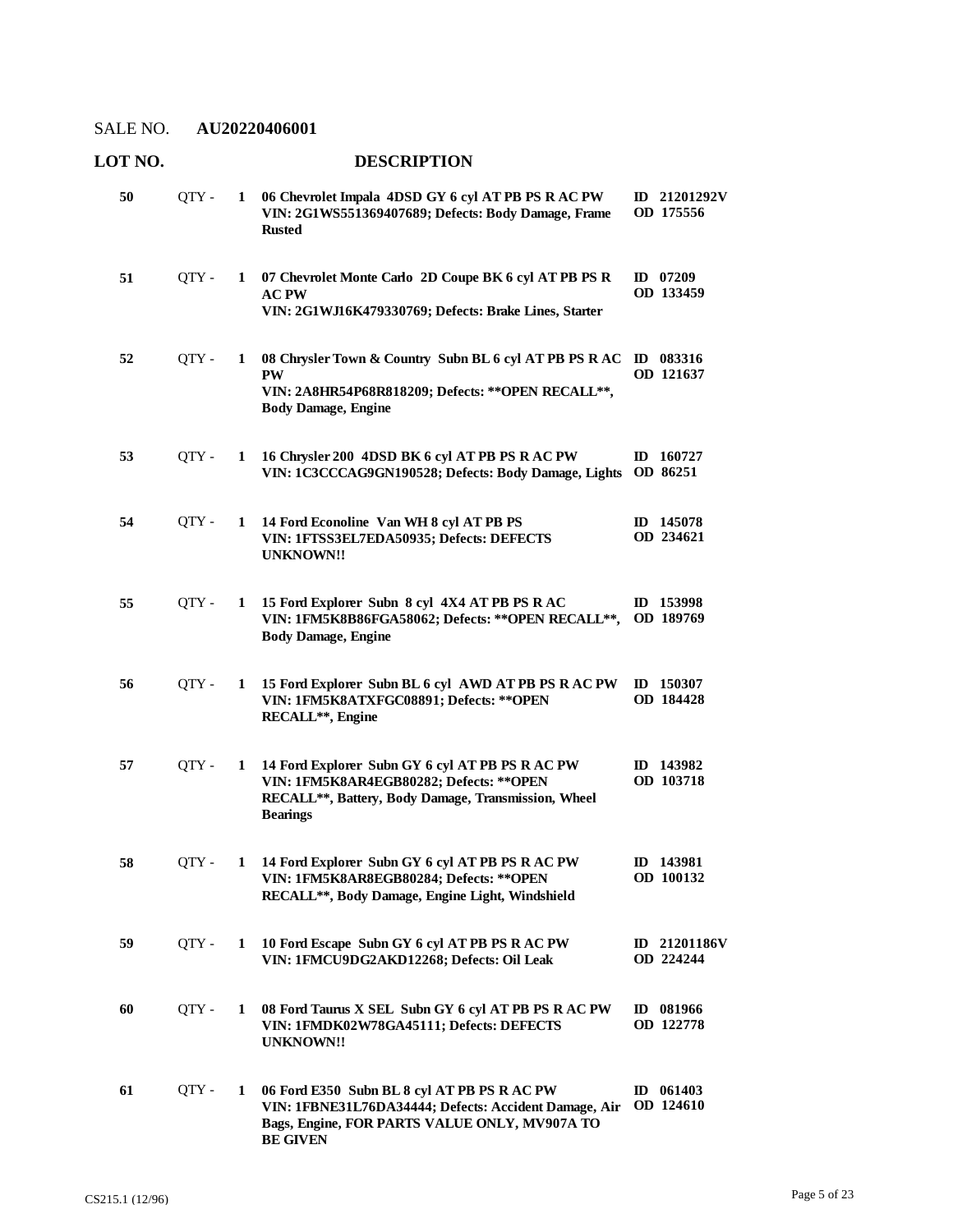SALE NO. **AU20220406001**

| LOT NO. | | | DESCRIPTION | |
|---|---|---|---|---|
| **50** | QTY - | **1** | **06 Chevrolet Impala 4DSD GY 6 cyl AT PB PS R AC PW VIN: 2G1WS551369407689; Defects: Body Damage, Frame Rusted** | **ID 21201292V OD 175556** |
| **51** | QTY - | **1** | **07 Chevrolet Monte Carlo 2D Coupe BK 6 cyl AT PB PS R AC PW VIN: 2G1WJ16K479330769; Defects: Brake Lines, Starter** | **ID 07209 OD 133459** |
| **52** | QTY - | **1** | **08 Chrysler Town & Country Subn BL 6 cyl AT PB PS R AC PW VIN: 2A8HR54P68R818209; Defects: \*\*OPEN RECALL\*\*, Body Damage, Engine** | **ID 083316 OD 121637** |
| **53** | QTY - | **1** | **16 Chrysler 200 4DSD BK 6 cyl AT PB PS R AC PW VIN: 1C3CCCAG9GN190528; Defects: Body Damage, Lights** | **ID 160727 OD 86251** |
| **54** | QTY - | **1** | **14 Ford Econoline Van WH 8 cyl AT PB PS VIN: 1FTSS3EL7EDA50935; Defects: DEFECTS UNKNOWN!!** | **ID 145078 OD 234621** |
| **55** | QTY - | **1** | **15 Ford Explorer Subn 8 cyl 4X4 AT PB PS R AC VIN: 1FM5K8B86FGA58062; Defects: \*\*OPEN RECALL\*\*, Body Damage, Engine** | **ID 153998 OD 189769** |
| **56** | QTY - | **1** | **15 Ford Explorer Subn BL 6 cyl AWD AT PB PS R AC PW VIN: 1FM5K8ATXFGC08891; Defects: \*\*OPEN RECALL\*\*, Engine** | **ID 150307 OD 184428** |
| **57** | QTY - | **1** | **14 Ford Explorer Subn GY 6 cyl AT PB PS R AC PW VIN: 1FM5K8AR4EGB80282; Defects: \*\*OPEN RECALL\*\*, Battery, Body Damage, Transmission, Wheel Bearings** | **ID 143982 OD 103718** |
| **58** | QTY - | **1** | **14 Ford Explorer Subn GY 6 cyl AT PB PS R AC PW VIN: 1FM5K8AR8EGB80284; Defects: \*\*OPEN RECALL\*\*, Body Damage, Engine Light, Windshield** | **ID 143981 OD 100132** |
| **59** | QTY - | **1** | **10 Ford Escape Subn GY 6 cyl AT PB PS R AC PW VIN: 1FMCU9DG2AKD12268; Defects: Oil Leak** | **ID 21201186V OD 224244** |
| **60** | QTY - | **1** | **08 Ford Taurus X SEL Subn GY 6 cyl AT PB PS R AC PW VIN: 1FMDK02W78GA45111; Defects: DEFECTS UNKNOWN!!** | **ID 081966 OD 122778** |
| **61** | QTY - | **1** | **06 Ford E350 Subn BL 8 cyl AT PB PS R AC PW VIN: 1FBNE31L76DA34444; Defects: Accident Damage, Air Bags, Engine, FOR PARTS VALUE ONLY, MV907A TO BE GIVEN** | **ID 061403 OD 124610** |

CS215.1 (12/96)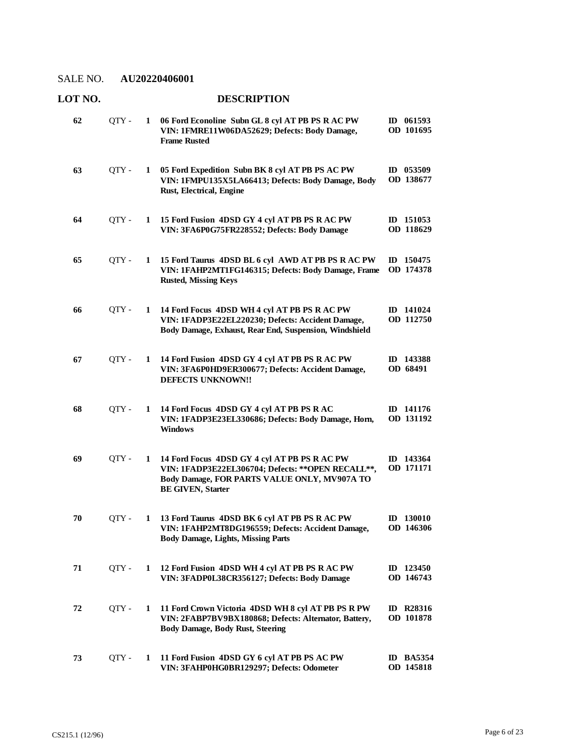SALE NO. **AU20220406001**

| LOT NO. | | | DESCRIPTION | |
|---|---|---|---|---|
| **62** | QTY - | **1** | **06 Ford Econoline Subn GL 8 cyl AT PB PS R AC PW VIN: 1FMRE11W06DA52629; Defects: Body Damage, Frame Rusted** | **ID 061593 OD 101695** |
| **63** | QTY - | **1** | **05 Ford Expedition Subn BK 8 cyl AT PB PS AC PW VIN: 1FMPU135X5LA66413; Defects: Body Damage, Body Rust, Electrical, Engine** | **ID 053509 OD 138677** |
| **64** | QTY - | **1** | **15 Ford Fusion 4DSD GY 4 cyl AT PB PS R AC PW VIN: 3FA6P0G75FR228552; Defects: Body Damage** | **ID 151053 OD 118629** |
| **65** | QTY - | **1** | **15 Ford Taurus 4DSD BL 6 cyl AWD AT PB PS R AC PW VIN: 1FAHP2MT1FG146315; Defects: Body Damage, Frame Rusted, Missing Keys** | **ID 150475 OD 174378** |
| **66** | QTY - | **1** | **14 Ford Focus 4DSD WH 4 cyl AT PB PS R AC PW VIN: 1FADP3E22EL220230; Defects: Accident Damage, Body Damage, Exhaust, Rear End, Suspension, Windshield** | **ID 141024 OD 112750** |
| **67** | QTY - | **1** | **14 Ford Fusion 4DSD GY 4 cyl AT PB PS R AC PW VIN: 3FA6P0HD9ER300677; Defects: Accident Damage, DEFECTS UNKNOWN!!** | **ID 143388 OD 68491** |
| **68** | QTY - | **1** | **14 Ford Focus 4DSD GY 4 cyl AT PB PS R AC VIN: 1FADP3E23EL330686; Defects: Body Damage, Horn, Windows** | **ID 141176 OD 131192** |
| **69** | QTY - | **1** | **14 Ford Focus 4DSD GY 4 cyl AT PB PS R AC PW VIN: 1FADP3E22EL306704; Defects: \*\*OPEN RECALL\*\*, Body Damage, FOR PARTS VALUE ONLY, MV907A TO BE GIVEN, Starter** | **ID 143364 OD 171171** |
| **70** | QTY - | **1** | **13 Ford Taurus 4DSD BK 6 cyl AT PB PS R AC PW VIN: 1FAHP2MT8DG196559; Defects: Accident Damage, Body Damage, Lights, Missing Parts** | **ID 130010 OD 146306** |
| **71** | QTY - | **1** | **12 Ford Fusion 4DSD WH 4 cyl AT PB PS R AC PW VIN: 3FADP0L38CR356127; Defects: Body Damage** | **ID 123450 OD 146743** |
| **72** | QTY - | **1** | **11 Ford Crown Victoria 4DSD WH 8 cyl AT PB PS R PW VIN: 2FABP7BV9BX180868; Defects: Alternator, Battery, Body Damage, Body Rust, Steering** | **ID R28316 OD 101878** |
| **73** | QTY - | **1** | **11 Ford Fusion 4DSD GY 6 cyl AT PB PS AC PW VIN: 3FAHP0HG0BR129297; Defects: Odometer** | **ID BA5354 OD 145818** |

CS215.1 (12/96)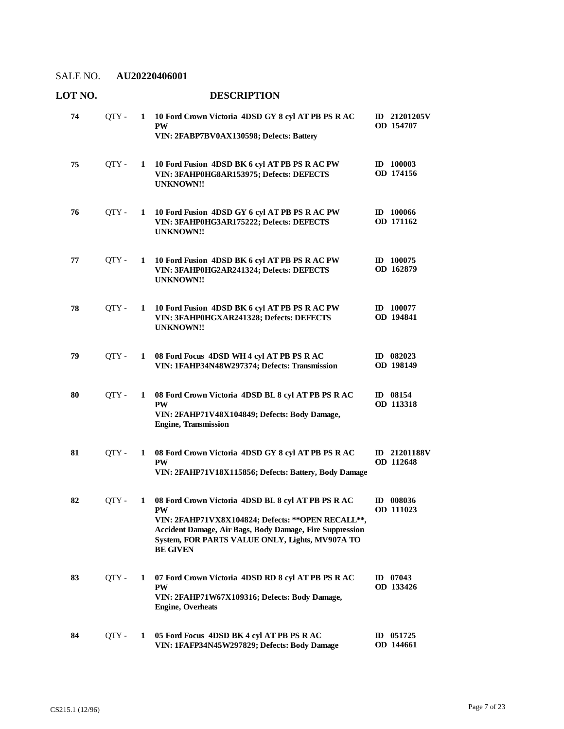SALE NO. **AU20220406001**

| LOT NO. | | | DESCRIPTION | |
|---|---|---|---|---|
| **74** | QTY - | **1** | **10 Ford Crown Victoria 4DSD GY 8 cyl AT PB PS R AC PW**<br>**VIN: 2FABP7BV0AX130598; Defects: Battery** | **ID 21201205V**<br>**OD 154707** |
| **75** | QTY - | **1** | **10 Ford Fusion 4DSD BK 6 cyl AT PB PS R AC PW**<br>**VIN: 3FAHP0HG8AR153975; Defects: DEFECTS UNKNOWN!!** | **ID 100003**<br>**OD 174156** |
| **76** | QTY - | **1** | **10 Ford Fusion 4DSD GY 6 cyl AT PB PS R AC PW**<br>**VIN: 3FAHP0HG3AR175222; Defects: DEFECTS UNKNOWN!!** | **ID 100066**<br>**OD 171162** |
| **77** | QTY - | **1** | **10 Ford Fusion 4DSD BK 6 cyl AT PB PS R AC PW**<br>**VIN: 3FAHP0HG2AR241324; Defects: DEFECTS UNKNOWN!!** | **ID 100075**<br>**OD 162879** |
| **78** | QTY - | **1** | **10 Ford Fusion 4DSD BK 6 cyl AT PB PS R AC PW**<br>**VIN: 3FAHP0HGXAR241328; Defects: DEFECTS UNKNOWN!!** | **ID 100077**<br>**OD 194841** |
| **79** | QTY - | **1** | **08 Ford Focus 4DSD WH 4 cyl AT PB PS R AC**<br>**VIN: 1FAHP34N48W297374; Defects: Transmission** | **ID 082023**<br>**OD 198149** |
| **80** | QTY - | **1** | **08 Ford Crown Victoria 4DSD BL 8 cyl AT PB PS R AC PW**<br>**VIN: 2FAHP71V48X104849; Defects: Body Damage, Engine, Transmission** | **ID 08154**<br>**OD 113318** |
| **81** | QTY - | **1** | **08 Ford Crown Victoria 4DSD GY 8 cyl AT PB PS R AC PW**<br>**VIN: 2FAHP71V18X115856; Defects: Battery, Body Damage** | **ID 21201188V**<br>**OD 112648** |
| **82** | QTY - | **1** | **08 Ford Crown Victoria 4DSD BL 8 cyl AT PB PS R AC PW**<br>**VIN: 2FAHP71VX8X104824; Defects: **OPEN RECALL**, Accident Damage, Air Bags, Body Damage, Fire Suppression System, FOR PARTS VALUE ONLY, Lights, MV907A TO BE GIVEN** | **ID 008036**<br>**OD 111023** |
| **83** | QTY - | **1** | **07 Ford Crown Victoria 4DSD RD 8 cyl AT PB PS R AC PW**<br>**VIN: 2FAHP71W67X109316; Defects: Body Damage, Engine, Overheats** | **ID 07043**<br>**OD 133426** |
| **84** | QTY - | **1** | **05 Ford Focus 4DSD BK 4 cyl AT PB PS R AC**<br>**VIN: 1FAFP34N45W297829; Defects: Body Damage** | **ID 051725**<br>**OD 144661** |

CS215.1 (12/96)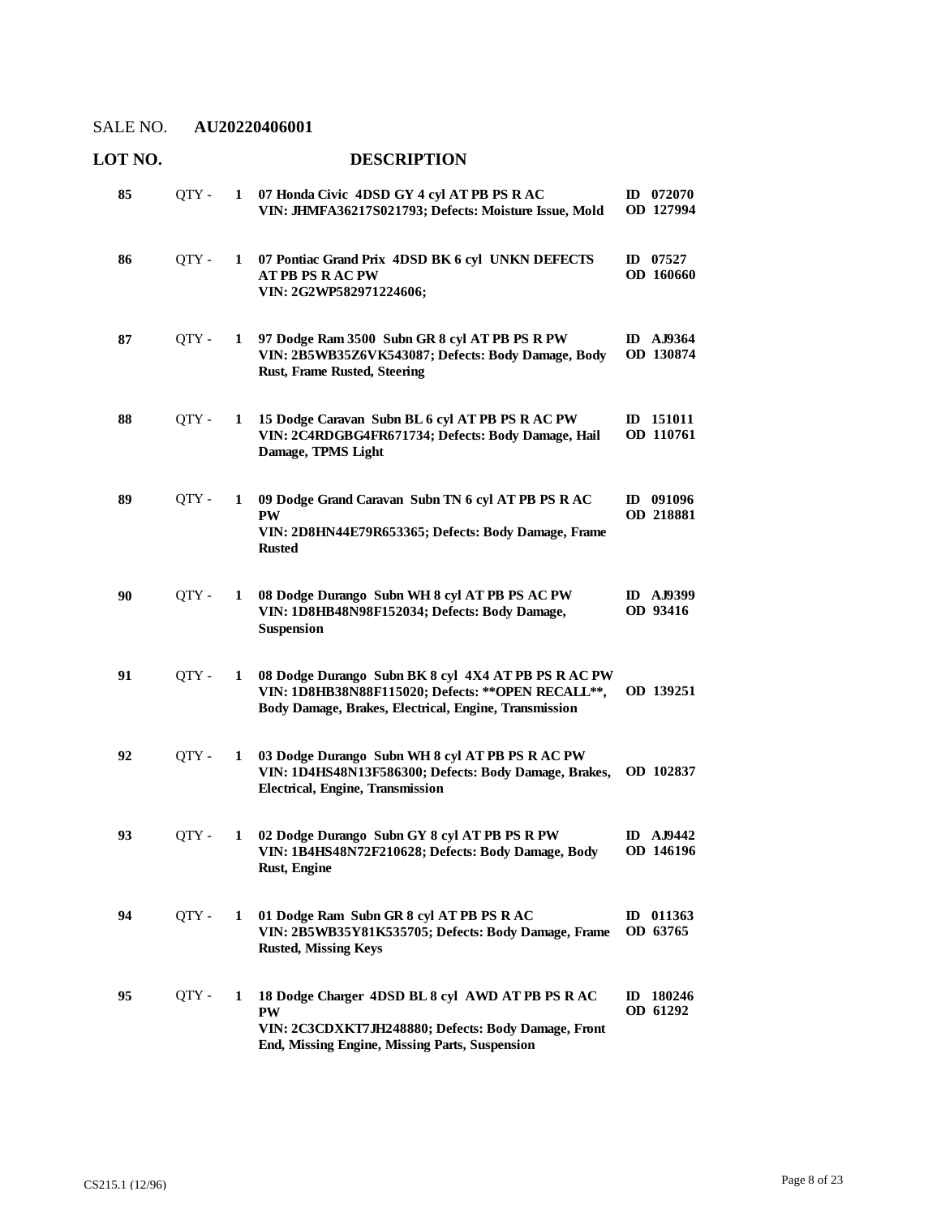SALE NO. **AU20220406001**

| LOT NO. | | | DESCRIPTION | |
|---|---|---|---|---|
| **85** | QTY - | **1** | **07 Honda Civic 4DSD GY 4 cyl AT PB PS R AC**<br>**VIN: JHMFA36217S021793; Defects: Moisture Issue, Mold** | **ID 072070**<br>**OD 127994** |
| **86** | QTY - | **1** | **07 Pontiac Grand Prix 4DSD BK 6 cyl UNKN DEFECTS AT PB PS R AC PW**<br>**VIN: 2G2WP582971224606;** | **ID 07527**<br>**OD 160660** |
| **87** | QTY - | **1** | **97 Dodge Ram 3500 Subn GR 8 cyl AT PB PS R PW**<br>**VIN: 2B5WB35Z6VK543087; Defects: Body Damage, Body Rust, Frame Rusted, Steering** | **ID AJ9364**<br>**OD 130874** |
| **88** | QTY - | **1** | **15 Dodge Caravan Subn BL 6 cyl AT PB PS R AC PW**<br>**VIN: 2C4RDGBG4FR671734; Defects: Body Damage, Hail Damage, TPMS Light** | **ID 151011**<br>**OD 110761** |
| **89** | QTY - | **1** | **09 Dodge Grand Caravan Subn TN 6 cyl AT PB PS R AC PW**<br>**VIN: 2D8HN44E79R653365; Defects: Body Damage, Frame Rusted** | **ID 091096**<br>**OD 218881** |
| **90** | QTY - | **1** | **08 Dodge Durango Subn WH 8 cyl AT PB PS AC PW**<br>**VIN: 1D8HB48N98F152034; Defects: Body Damage, Suspension** | **ID AJ9399**<br>**OD 93416** |
| **91** | QTY - | **1** | **08 Dodge Durango Subn BK 8 cyl 4X4 AT PB PS R AC PW**<br>**VIN: 1D8HB38N88F115020; Defects: **OPEN RECALL**, Body Damage, Brakes, Electrical, Engine, Transmission** | **OD 139251** |
| **92** | QTY - | **1** | **03 Dodge Durango Subn WH 8 cyl AT PB PS R AC PW**<br>**VIN: 1D4HS48N13F586300; Defects: Body Damage, Brakes, Electrical, Engine, Transmission** | **OD 102837** |
| **93** | QTY - | **1** | **02 Dodge Durango Subn GY 8 cyl AT PB PS R PW**<br>**VIN: 1B4HS48N72F210628; Defects: Body Damage, Body Rust, Engine** | **ID AJ9442**<br>**OD 146196** |
| **94** | QTY - | **1** | **01 Dodge Ram Subn GR 8 cyl AT PB PS R AC**<br>**VIN: 2B5WB35Y81K535705; Defects: Body Damage, Frame Rusted, Missing Keys** | **ID 011363**<br>**OD 63765** |
| **95** | QTY - | **1** | **18 Dodge Charger 4DSD BL 8 cyl AWD AT PB PS R AC PW**<br>**VIN: 2C3CDXKT7JH248880; Defects: Body Damage, Front End, Missing Engine, Missing Parts, Suspension** | **ID 180246**<br>**OD 61292** |

CS215.1 (12/96)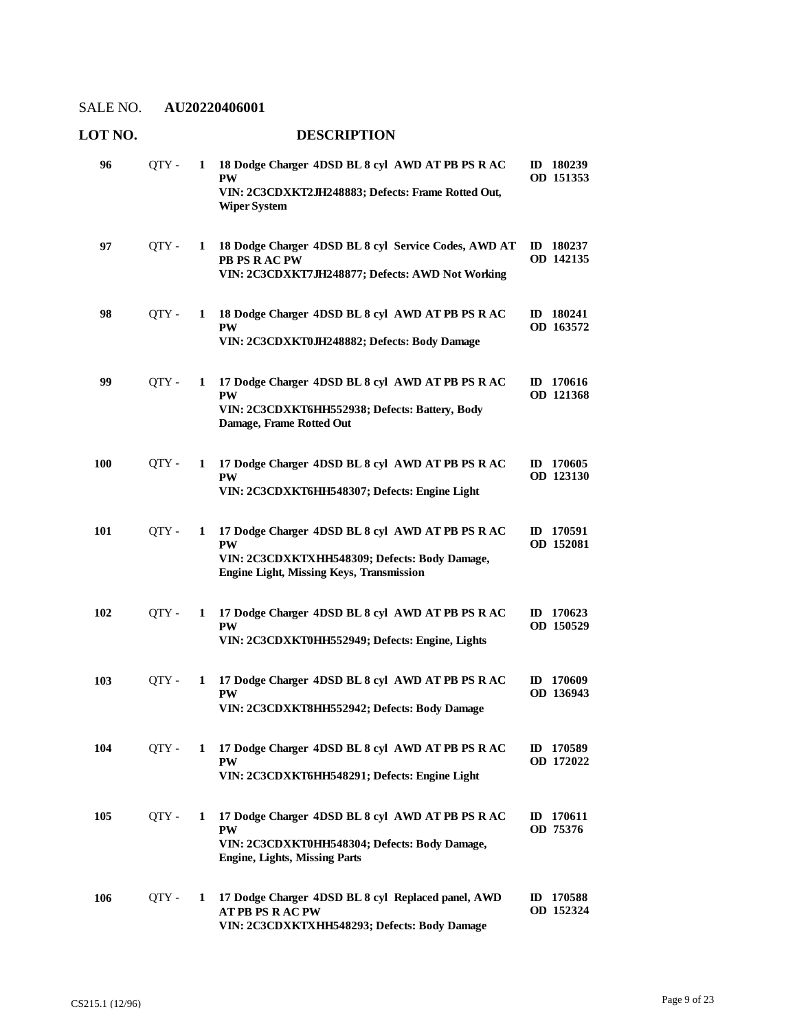SALE NO. **AU20220406001**

| LOT NO. | | | DESCRIPTION | |
|---|---|---|---|---|
| **96** | QTY - | **1** | **18 Dodge Charger 4DSD BL 8 cyl AWD AT PB PS R AC PW**<br>**VIN: 2C3CDXKT2JH248883; Defects: Frame Rotted Out, Wiper System** | **ID 180239**<br>**OD 151353** |
| **97** | QTY - | **1** | **18 Dodge Charger 4DSD BL 8 cyl Service Codes, AWD AT PB PS R AC PW**<br>**VIN: 2C3CDXKT7JH248877; Defects: AWD Not Working** | **ID 180237**<br>**OD 142135** |
| **98** | QTY - | **1** | **18 Dodge Charger 4DSD BL 8 cyl AWD AT PB PS R AC PW**<br>**VIN: 2C3CDXKT0JH248882; Defects: Body Damage** | **ID 180241**<br>**OD 163572** |
| **99** | QTY - | **1** | **17 Dodge Charger 4DSD BL 8 cyl AWD AT PB PS R AC PW**<br>**VIN: 2C3CDXKT6HH552938; Defects: Battery, Body Damage, Frame Rotted Out** | **ID 170616**<br>**OD 121368** |
| **100** | QTY - | **1** | **17 Dodge Charger 4DSD BL 8 cyl AWD AT PB PS R AC PW**<br>**VIN: 2C3CDXKT6HH548307; Defects: Engine Light** | **ID 170605**<br>**OD 123130** |
| **101** | QTY - | **1** | **17 Dodge Charger 4DSD BL 8 cyl AWD AT PB PS R AC PW**<br>**VIN: 2C3CDXKTXHH548309; Defects: Body Damage, Engine Light, Missing Keys, Transmission** | **ID 170591**<br>**OD 152081** |
| **102** | QTY - | **1** | **17 Dodge Charger 4DSD BL 8 cyl AWD AT PB PS R AC PW**<br>**VIN: 2C3CDXKT0HH552949; Defects: Engine, Lights** | **ID 170623**<br>**OD 150529** |
| **103** | QTY - | **1** | **17 Dodge Charger 4DSD BL 8 cyl AWD AT PB PS R AC PW**<br>**VIN: 2C3CDXKT8HH552942; Defects: Body Damage** | **ID 170609**<br>**OD 136943** |
| **104** | QTY - | **1** | **17 Dodge Charger 4DSD BL 8 cyl AWD AT PB PS R AC PW**<br>**VIN: 2C3CDXKT6HH548291; Defects: Engine Light** | **ID 170589**<br>**OD 172022** |
| **105** | QTY - | **1** | **17 Dodge Charger 4DSD BL 8 cyl AWD AT PB PS R AC PW**<br>**VIN: 2C3CDXKT0HH548304; Defects: Body Damage, Engine, Lights, Missing Parts** | **ID 170611**<br>**OD 75376** |
| **106** | QTY - | **1** | **17 Dodge Charger 4DSD BL 8 cyl Replaced panel, AWD AT PB PS R AC PW**<br>**VIN: 2C3CDXKTXHH548293; Defects: Body Damage** | **ID 170588**<br>**OD 152324** |

CS215.1 (12/96)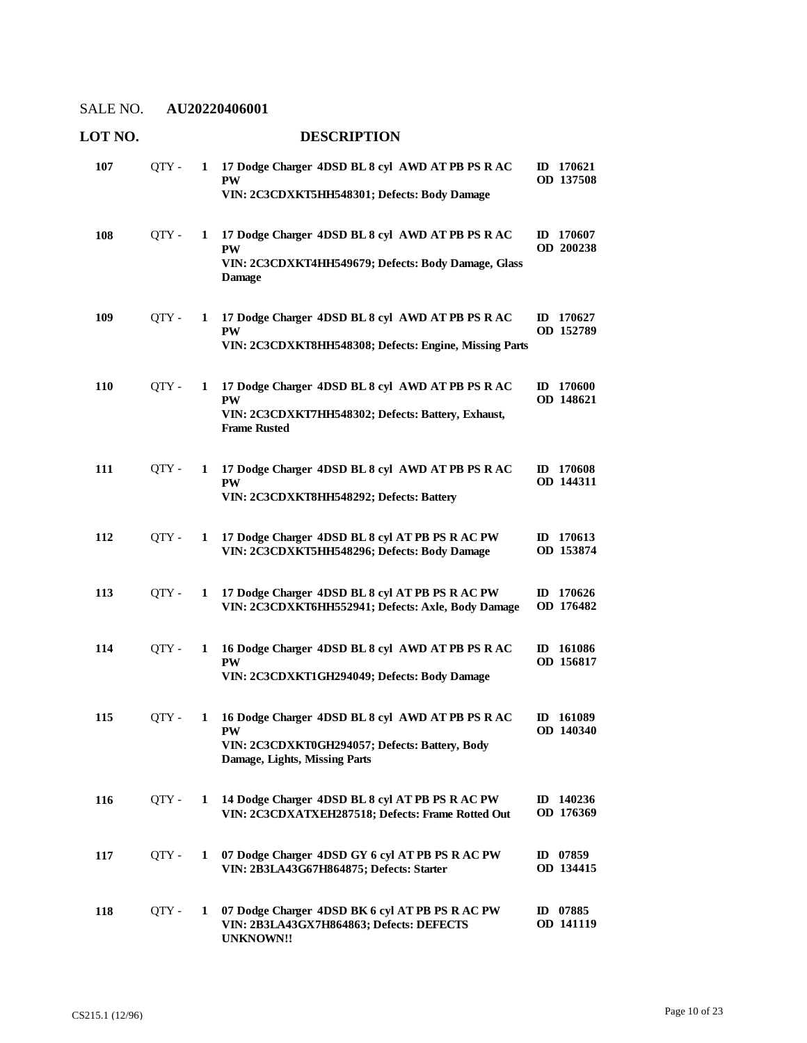SALE NO. **AU20220406001**

| LOT NO. | | | DESCRIPTION | |
|---|---|---|---|---|
| **107** | QTY - | **1** | **17 Dodge Charger 4DSD BL 8 cyl AWD AT PB PS R AC PW**<br>**VIN: 2C3CDXKT5HH548301; Defects: Body Damage** | **ID 170621**<br>**OD 137508** |
| **108** | QTY - | **1** | **17 Dodge Charger 4DSD BL 8 cyl AWD AT PB PS R AC PW**<br>**VIN: 2C3CDXKT4HH549679; Defects: Body Damage, Glass Damage** | **ID 170607**<br>**OD 200238** |
| **109** | QTY - | **1** | **17 Dodge Charger 4DSD BL 8 cyl AWD AT PB PS R AC PW**<br>**VIN: 2C3CDXKT8HH548308; Defects: Engine, Missing Parts** | **ID 170627**<br>**OD 152789** |
| **110** | QTY - | **1** | **17 Dodge Charger 4DSD BL 8 cyl AWD AT PB PS R AC PW**<br>**VIN: 2C3CDXKT7HH548302; Defects: Battery, Exhaust, Frame Rusted** | **ID 170600**<br>**OD 148621** |
| **111** | QTY - | **1** | **17 Dodge Charger 4DSD BL 8 cyl AWD AT PB PS R AC PW**<br>**VIN: 2C3CDXKT8HH548292; Defects: Battery** | **ID 170608**<br>**OD 144311** |
| **112** | QTY - | **1** | **17 Dodge Charger 4DSD BL 8 cyl AT PB PS R AC PW**<br>**VIN: 2C3CDXKT5HH548296; Defects: Body Damage** | **ID 170613**<br>**OD 153874** |
| **113** | QTY - | **1** | **17 Dodge Charger 4DSD BL 8 cyl AT PB PS R AC PW**<br>**VIN: 2C3CDXKT6HH552941; Defects: Axle, Body Damage** | **ID 170626**<br>**OD 176482** |
| **114** | QTY - | **1** | **16 Dodge Charger 4DSD BL 8 cyl AWD AT PB PS R AC PW**<br>**VIN: 2C3CDXKT1GH294049; Defects: Body Damage** | **ID 161086**<br>**OD 156817** |
| **115** | QTY - | **1** | **16 Dodge Charger 4DSD BL 8 cyl AWD AT PB PS R AC PW**<br>**VIN: 2C3CDXKT0GH294057; Defects: Battery, Body Damage, Lights, Missing Parts** | **ID 161089**<br>**OD 140340** |
| **116** | QTY - | **1** | **14 Dodge Charger 4DSD BL 8 cyl AT PB PS R AC PW**<br>**VIN: 2C3CDXATXEH287518; Defects: Frame Rotted Out** | **ID 140236**<br>**OD 176369** |
| **117** | QTY - | **1** | **07 Dodge Charger 4DSD GY 6 cyl AT PB PS R AC PW**<br>**VIN: 2B3LA43G67H864875; Defects: Starter** | **ID 07859**<br>**OD 134415** |
| **118** | QTY - | **1** | **07 Dodge Charger 4DSD BK 6 cyl AT PB PS R AC PW**<br>**VIN: 2B3LA43GX7H864863; Defects: DEFECTS UNKNOWN!!** | **ID 07885**<br>**OD 141119** |

CS215.1 (12/96)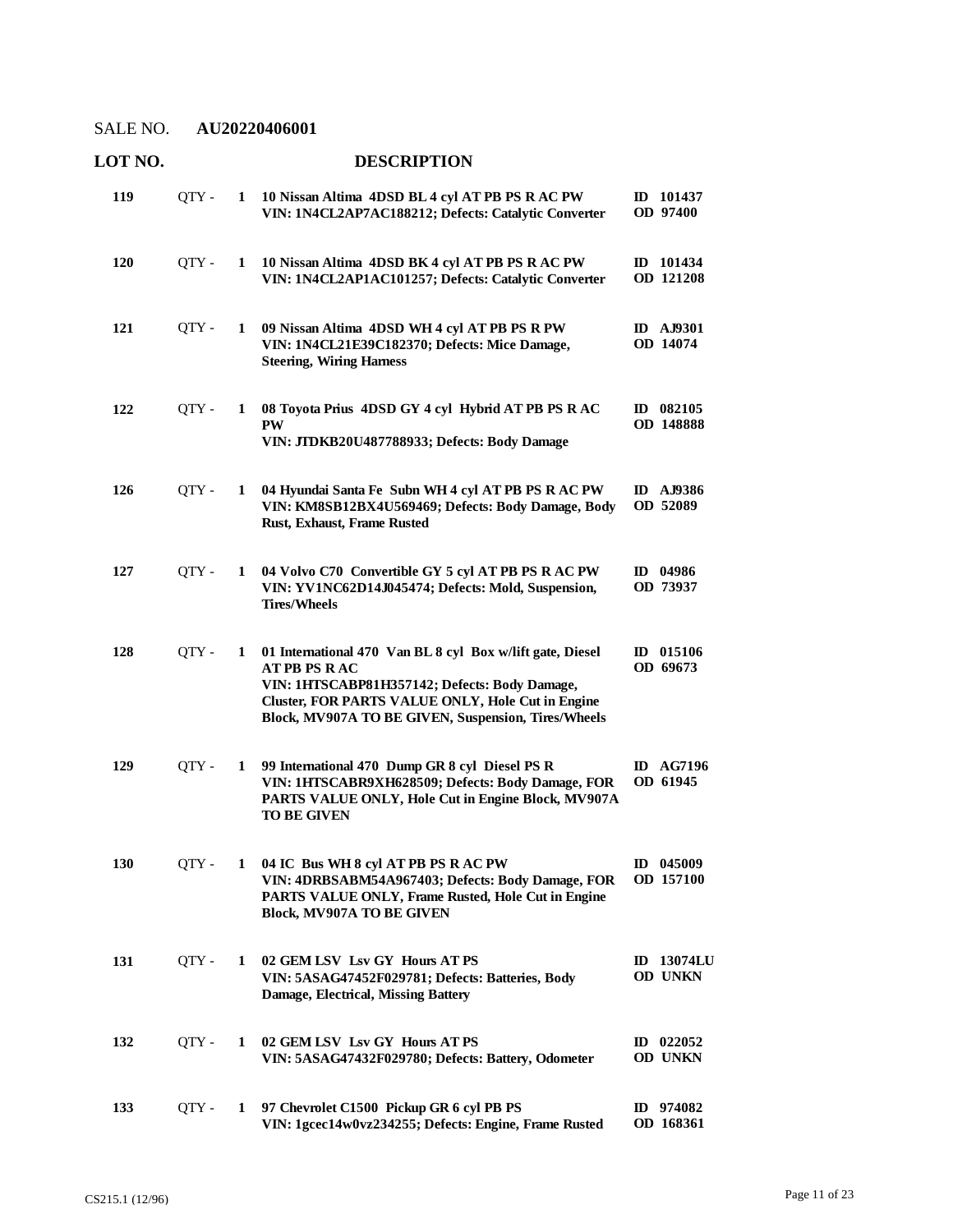SALE NO. **AU20220406001**

| LOT NO. | | | DESCRIPTION | |
|---|---|---|---|---|
| **119** | QTY - | **1** | **10 Nissan Altima 4DSD BL 4 cyl AT PB PS R AC PW**<br>**VIN: 1N4CL2AP7AC188212; Defects: Catalytic Converter** | **ID 101437**<br>**OD 97400** |
| **120** | QTY - | **1** | **10 Nissan Altima 4DSD BK 4 cyl AT PB PS R AC PW**<br>**VIN: 1N4CL2AP1AC101257; Defects: Catalytic Converter** | **ID 101434**<br>**OD 121208** |
| **121** | QTY - | **1** | **09 Nissan Altima 4DSD WH 4 cyl AT PB PS R PW**<br>**VIN: 1N4CL21E39C182370; Defects: Mice Damage, Steering, Wiring Harness** | **ID AJ9301**<br>**OD 14074** |
| **122** | QTY - | **1** | **08 Toyota Prius 4DSD GY 4 cyl Hybrid AT PB PS R AC PW**<br>**VIN: JTDKB20U487788933; Defects: Body Damage** | **ID 082105**<br>**OD 148888** |
| **126** | QTY - | **1** | **04 Hyundai Santa Fe Subn WH 4 cyl AT PB PS R AC PW**<br>**VIN: KM8SB12BX4U569469; Defects: Body Damage, Body Rust, Exhaust, Frame Rusted** | **ID AJ9386**<br>**OD 52089** |
| **127** | QTY - | **1** | **04 Volvo C70 Convertible GY 5 cyl AT PB PS R AC PW**<br>**VIN: YV1NC62D14J045474; Defects: Mold, Suspension, Tires/Wheels** | **ID 04986**<br>**OD 73937** |
| **128** | QTY - | **1** | **01 International 470 Van BL 8 cyl Box w/lift gate, Diesel AT PB PS R AC**<br>**VIN: 1HTSCABP81H357142; Defects: Body Damage, Cluster, FOR PARTS VALUE ONLY, Hole Cut in Engine Block, MV907A TO BE GIVEN, Suspension, Tires/Wheels** | **ID 015106**<br>**OD 69673** |
| **129** | QTY - | **1** | **99 International 470 Dump GR 8 cyl Diesel PS R**<br>**VIN: 1HTSCABR9XH628509; Defects: Body Damage, FOR PARTS VALUE ONLY, Hole Cut in Engine Block, MV907A TO BE GIVEN** | **ID AG7196**<br>**OD 61945** |
| **130** | QTY - | **1** | **04 IC Bus WH 8 cyl AT PB PS R AC PW**<br>**VIN: 4DRBSABM54A967403; Defects: Body Damage, FOR PARTS VALUE ONLY, Frame Rusted, Hole Cut in Engine Block, MV907A TO BE GIVEN** | **ID 045009**<br>**OD 157100** |
| **131** | QTY - | **1** | **02 GEM LSV Lsv GY Hours AT PS**<br>**VIN: 5ASAG47452F029781; Defects: Batteries, Body Damage, Electrical, Missing Battery** | **ID 13074LU**<br>**OD UNKN** |
| **132** | QTY - | **1** | **02 GEM LSV Lsv GY Hours AT PS**<br>**VIN: 5ASAG47432F029780; Defects: Battery, Odometer** | **ID 022052**<br>**OD UNKN** |
| **133** | QTY - | **1** | **97 Chevrolet C1500 Pickup GR 6 cyl PB PS**<br>**VIN: 1gcec14w0vz234255; Defects: Engine, Frame Rusted** | **ID 974082**<br>**OD 168361** |

CS215.1 (12/96)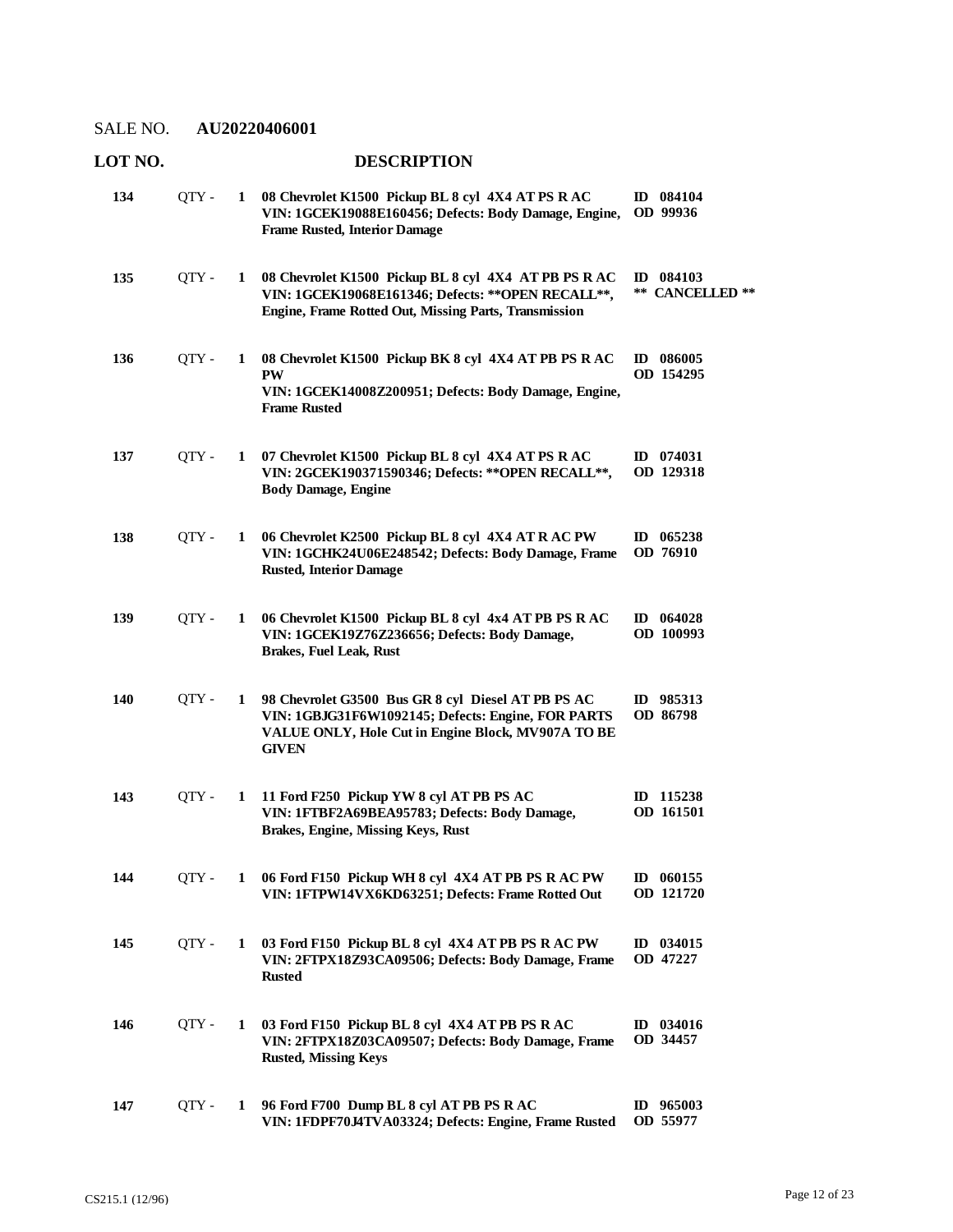SALE NO. **AU20220406001**

| LOT NO. | | | DESCRIPTION | |
|---|---|---|---|---|
| **134** | QTY - | **1** | **08 Chevrolet K1500 Pickup BL 8 cyl 4X4 AT PS R AC**<br>**VIN: 1GCEK19088E160456; Defects: Body Damage, Engine, Frame Rusted, Interior Damage** | **ID 084104**<br>**OD 99936** |
| **135** | QTY - | **1** | **08 Chevrolet K1500 Pickup BL 8 cyl 4X4 AT PB PS R AC**<br>**VIN: 1GCEK19068E161346; Defects: **OPEN RECALL**, Engine, Frame Rotted Out, Missing Parts, Transmission** | **ID 084103**<br>**** CANCELLED **** |
| **136** | QTY - | **1** | **08 Chevrolet K1500 Pickup BK 8 cyl 4X4 AT PB PS R AC PW**<br>**VIN: 1GCEK14008Z200951; Defects: Body Damage, Engine, Frame Rusted** | **ID 086005**<br>**OD 154295** |
| **137** | QTY - | **1** | **07 Chevrolet K1500 Pickup BL 8 cyl 4X4 AT PS R AC**<br>**VIN: 2GCEK190371590346; Defects: **OPEN RECALL**, Body Damage, Engine** | **ID 074031**<br>**OD 129318** |
| **138** | QTY - | **1** | **06 Chevrolet K2500 Pickup BL 8 cyl 4X4 AT R AC PW**<br>**VIN: 1GCHK24U06E248542; Defects: Body Damage, Frame Rusted, Interior Damage** | **ID 065238**<br>**OD 76910** |
| **139** | QTY - | **1** | **06 Chevrolet K1500 Pickup BL 8 cyl 4x4 AT PB PS R AC**<br>**VIN: 1GCEK19Z76Z236656; Defects: Body Damage, Brakes, Fuel Leak, Rust** | **ID 064028**<br>**OD 100993** |
| **140** | QTY - | **1** | **98 Chevrolet G3500 Bus GR 8 cyl Diesel AT PB PS AC**<br>**VIN: 1GBJG31F6W1092145; Defects: Engine, FOR PARTS VALUE ONLY, Hole Cut in Engine Block, MV907A TO BE GIVEN** | **ID 985313**<br>**OD 86798** |
| **143** | QTY - | **1** | **11 Ford F250 Pickup YW 8 cyl AT PB PS AC**<br>**VIN: 1FTBF2A69BEA95783; Defects: Body Damage, Brakes, Engine, Missing Keys, Rust** | **ID 115238**<br>**OD 161501** |
| **144** | QTY - | **1** | **06 Ford F150 Pickup WH 8 cyl 4X4 AT PB PS R AC PW**<br>**VIN: 1FTPW14VX6KD63251; Defects: Frame Rotted Out** | **ID 060155**<br>**OD 121720** |
| **145** | QTY - | **1** | **03 Ford F150 Pickup BL 8 cyl 4X4 AT PB PS R AC PW**<br>**VIN: 2FTPX18Z93CA09506; Defects: Body Damage, Frame Rusted** | **ID 034015**<br>**OD 47227** |
| **146** | QTY - | **1** | **03 Ford F150 Pickup BL 8 cyl 4X4 AT PB PS R AC**<br>**VIN: 2FTPX18Z03CA09507; Defects: Body Damage, Frame Rusted, Missing Keys** | **ID 034016**<br>**OD 34457** |
| **147** | QTY - | **1** | **96 Ford F700 Dump BL 8 cyl AT PB PS R AC**<br>**VIN: 1FDPF70J4TVA03324; Defects: Engine, Frame Rusted** | **ID 965003**<br>**OD 55977** |

CS215.1 (12/96)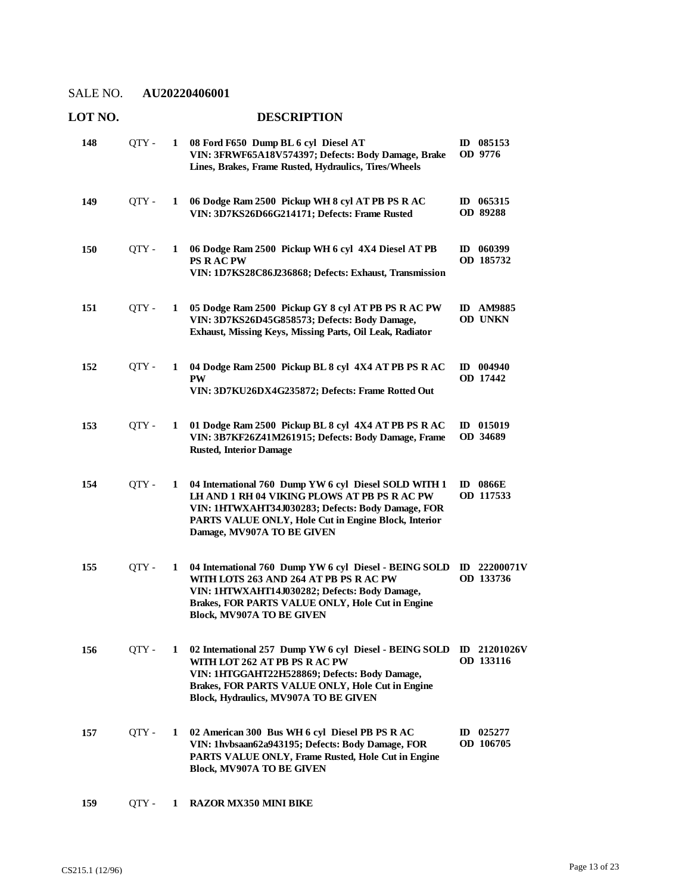SALE NO. **AU20220406001**

| LOT NO. | | | DESCRIPTION | |
|---|---|---|---|---|
| **148** | QTY - | **1** | **08 Ford F650 Dump BL 6 cyl Diesel AT**<br>**VIN: 3FRWF65A18V574397; Defects: Body Damage, Brake Lines, Brakes, Frame Rusted, Hydraulics, Tires/Wheels** | **ID 085153**<br>**OD 9776** |
| **149** | QTY - | **1** | **06 Dodge Ram 2500 Pickup WH 8 cyl AT PB PS R AC**<br>**VIN: 3D7KS26D66G214171; Defects: Frame Rusted** | **ID 065315**<br>**OD 89288** |
| **150** | QTY - | **1** | **06 Dodge Ram 2500 Pickup WH 6 cyl 4X4 Diesel AT PB PS R AC PW**<br>**VIN: 1D7KS28C86J236868; Defects: Exhaust, Transmission** | **ID 060399**<br>**OD 185732** |
| **151** | QTY - | **1** | **05 Dodge Ram 2500 Pickup GY 8 cyl AT PB PS R AC PW**<br>**VIN: 3D7KS26D45G858573; Defects: Body Damage, Exhaust, Missing Keys, Missing Parts, Oil Leak, Radiator** | **ID AM9885**<br>**OD UNKN** |
| **152** | QTY - | **1** | **04 Dodge Ram 2500 Pickup BL 8 cyl 4X4 AT PB PS R AC PW**<br>**VIN: 3D7KU26DX4G235872; Defects: Frame Rotted Out** | **ID 004940**<br>**OD 17442** |
| **153** | QTY - | **1** | **01 Dodge Ram 2500 Pickup BL 8 cyl 4X4 AT PB PS R AC**<br>**VIN: 3B7KF26Z41M261915; Defects: Body Damage, Frame Rusted, Interior Damage** | **ID 015019**<br>**OD 34689** |
| **154** | QTY - | **1** | **04 International 760 Dump YW 6 cyl Diesel SOLD WITH 1 LH AND 1 RH 04 VIKING PLOWS AT PB PS R AC PW**<br>**VIN: 1HTWXAHT34J030283; Defects: Body Damage, FOR PARTS VALUE ONLY, Hole Cut in Engine Block, Interior Damage, MV907A TO BE GIVEN** | **ID 0866E**<br>**OD 117533** |
| **155** | QTY - | **1** | **04 International 760 Dump YW 6 cyl Diesel - BEING SOLD WITH LOTS 263 AND 264 AT PB PS R AC PW**<br>**VIN: 1HTWXAHT14J030282; Defects: Body Damage, Brakes, FOR PARTS VALUE ONLY, Hole Cut in Engine Block, MV907A TO BE GIVEN** | **ID 22200071V**<br>**OD 133736** |
| **156** | QTY - | **1** | **02 International 257 Dump YW 6 cyl Diesel - BEING SOLD WITH LOT 262 AT PB PS R AC PW**<br>**VIN: 1HTGGAHT22H528869; Defects: Body Damage, Brakes, FOR PARTS VALUE ONLY, Hole Cut in Engine Block, Hydraulics, MV907A TO BE GIVEN** | **ID 21201026V**<br>**OD 133116** |
| **157** | QTY - | **1** | **02 American 300 Bus WH 6 cyl Diesel PB PS R AC**<br>**VIN: 1hvbsaan62a943195; Defects: Body Damage, FOR PARTS VALUE ONLY, Frame Rusted, Hole Cut in Engine Block, MV907A TO BE GIVEN** | **ID 025277**<br>**OD 106705** |
| **159** | QTY - | **1** | **RAZOR MX350 MINI BIKE** | |

CS215.1 (12/96)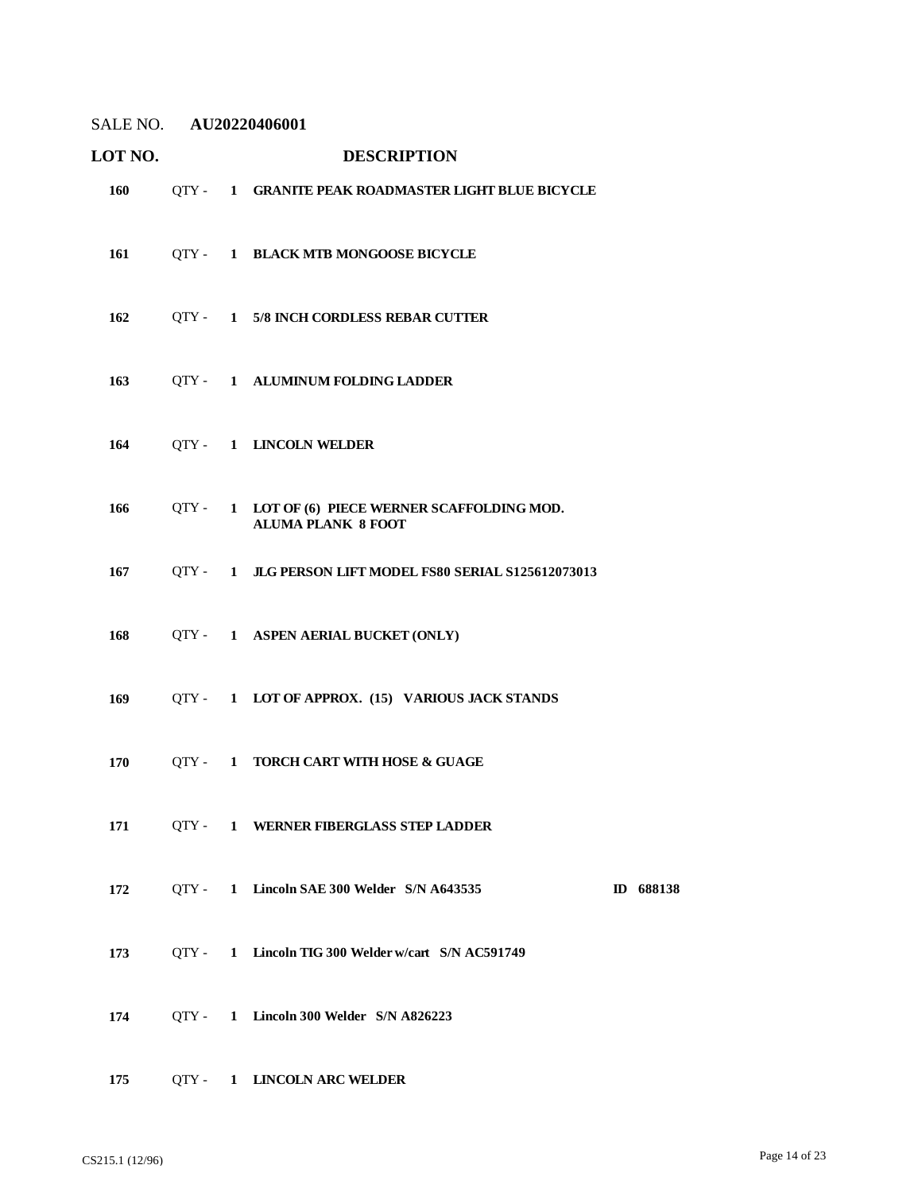SALE NO. **AU20220406001**

| LOT NO. | | | DESCRIPTION | |
|---|---|---|---|---|
| **160** | QTY - | **1** | **GRANITE PEAK ROADMASTER LIGHT BLUE BICYCLE** | |
| **161** | QTY - | **1** | **BLACK MTB MONGOOSE BICYCLE** | |
| **162** | QTY - | **1** | **5/8 INCH CORDLESS REBAR CUTTER** | |
| **163** | QTY - | **1** | **ALUMINUM FOLDING LADDER** | |
| **164** | QTY - | **1** | **LINCOLN WELDER** | |
| **166** | QTY - | **1** | **LOT OF (6) PIECE WERNER SCAFFOLDING MOD. ALUMA PLANK 8 FOOT** | |
| **167** | QTY - | **1** | **JLG PERSON LIFT MODEL FS80 SERIAL S125612073013** | |
| **168** | QTY - | **1** | **ASPEN AERIAL BUCKET (ONLY)** | |
| **169** | QTY - | **1** | **LOT OF APPROX. (15) VARIOUS JACK STANDS** | |
| **170** | QTY - | **1** | **TORCH CART WITH HOSE & GUAGE** | |
| **171** | QTY - | **1** | **WERNER FIBERGLASS STEP LADDER** | |
| **172** | QTY - | **1** | **Lincoln SAE 300 Welder S/N A643535** | **ID 688138** |
| **173** | QTY - | **1** | **Lincoln TIG 300 Welder w/cart S/N AC591749** | |
| **174** | QTY - | **1** | **Lincoln 300 Welder S/N A826223** | |
| **175** | QTY - | **1** | **LINCOLN ARC WELDER** | |

CS215.1 (12/96)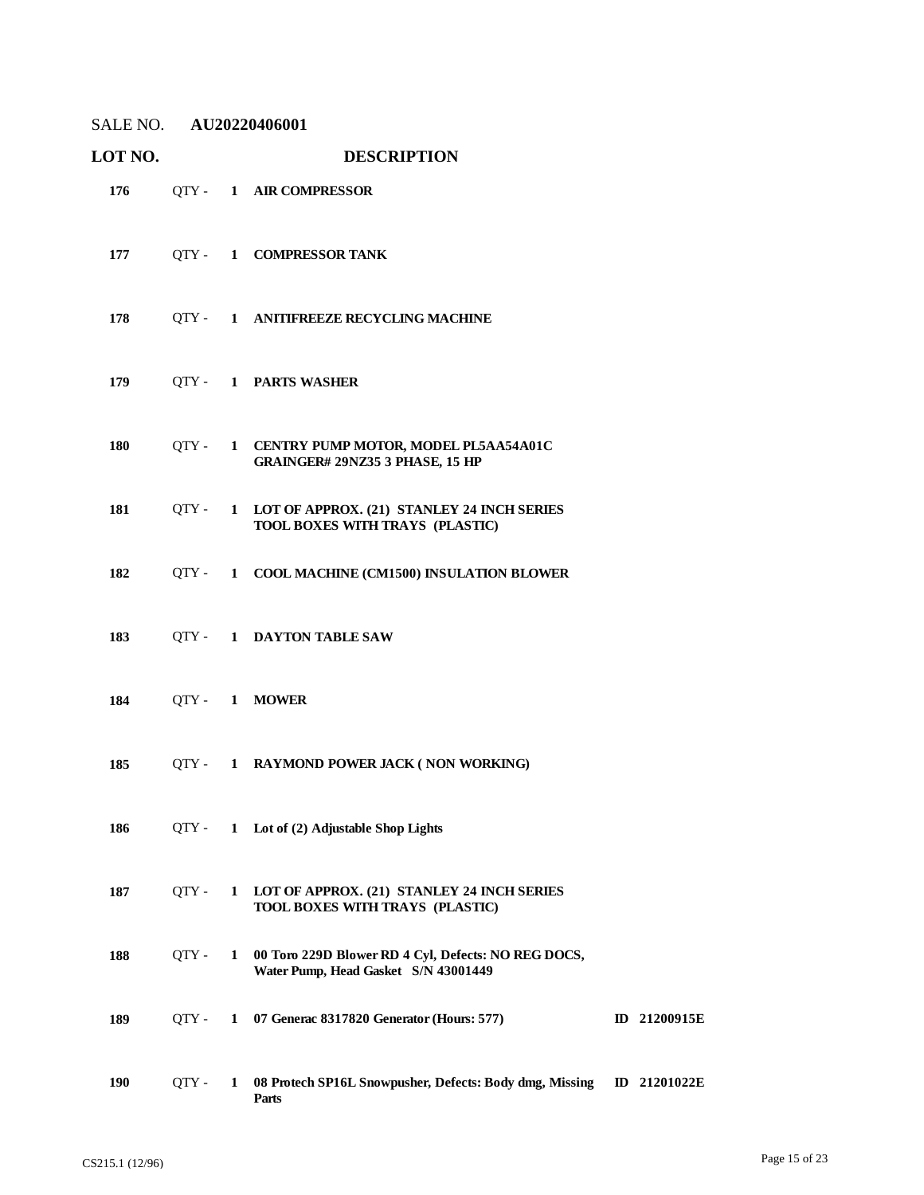SALE NO. **AU20220406001**

| LOT NO. | | DESCRIPTION | |
|---|---|---|---|
| **176** | QTY - **1** | **AIR COMPRESSOR** | |
| **177** | QTY - **1** | **COMPRESSOR TANK** | |
| **178** | QTY - **1** | **ANITIFREEZE RECYCLING MACHINE** | |
| **179** | QTY - **1** | **PARTS WASHER** | |
| **180** | QTY - **1** | **CENTRY PUMP MOTOR, MODEL PL5AA54A01C GRAINGER# 29NZ35 3 PHASE, 15 HP** | |
| **181** | QTY - **1** | **LOT OF APPROX. (21) STANLEY 24 INCH SERIES TOOL BOXES WITH TRAYS (PLASTIC)** | |
| **182** | QTY - **1** | **COOL MACHINE (CM1500) INSULATION BLOWER** | |
| **183** | QTY - **1** | **DAYTON TABLE SAW** | |
| **184** | QTY - **1** | **MOWER** | |
| **185** | QTY - **1** | **RAYMOND POWER JACK ( NON WORKING)** | |
| **186** | QTY - **1** | **Lot of (2) Adjustable Shop Lights** | |
| **187** | QTY - **1** | **LOT OF APPROX. (21) STANLEY 24 INCH SERIES TOOL BOXES WITH TRAYS (PLASTIC)** | |
| **188** | QTY - **1** | **00 Toro 229D Blower RD 4 Cyl, Defects: NO REG DOCS, Water Pump, Head Gasket S/N 43001449** | |
| **189** | QTY - **1** | **07 Generac 8317820 Generator (Hours: 577)** | **ID 21200915E** |
| **190** | QTY - **1** | **08 Protech SP16L Snowpusher, Defects: Body dmg, Missing Parts** | **ID 21201022E** |

CS215.1 (12/96)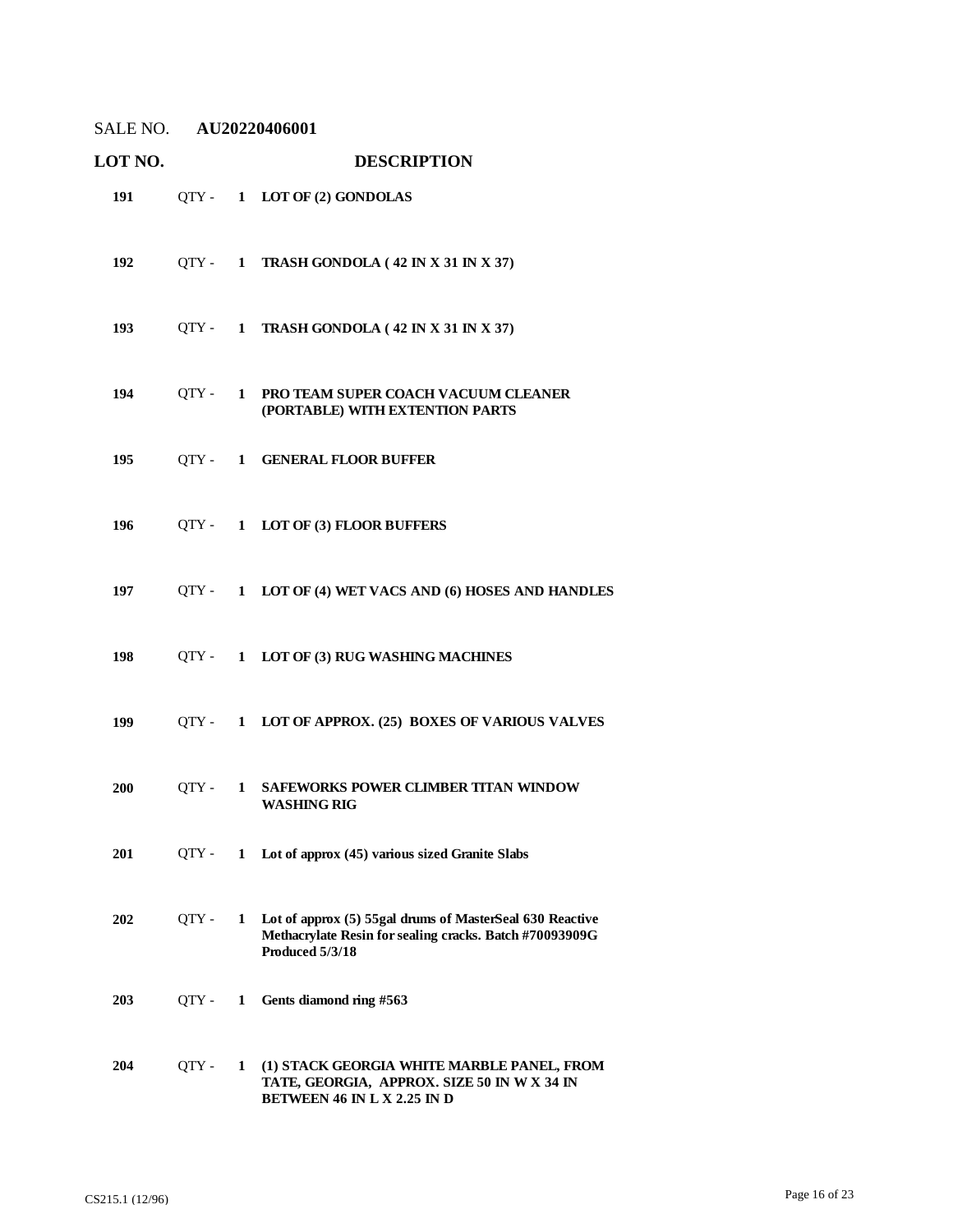SALE NO. **AU20220406001**

| LOT NO. | | | DESCRIPTION |
|---|---|---|---|
| **191** | QTY - | **1** | **LOT OF (2) GONDOLAS** |
| **192** | QTY - | **1** | **TRASH GONDOLA ( 42 IN X 31 IN X 37)** |
| **193** | QTY - | **1** | **TRASH GONDOLA ( 42 IN X 31 IN X 37)** |
| **194** | QTY - | **1** | **PRO TEAM SUPER COACH VACUUM CLEANER (PORTABLE) WITH EXTENTION PARTS** |
| **195** | QTY - | **1** | **GENERAL FLOOR BUFFER** |
| **196** | QTY - | **1** | **LOT OF (3) FLOOR BUFFERS** |
| **197** | QTY - | **1** | **LOT OF (4) WET VACS AND (6) HOSES AND HANDLES** |
| **198** | QTY - | **1** | **LOT OF (3) RUG WASHING MACHINES** |
| **199** | QTY - | **1** | **LOT OF APPROX. (25) BOXES OF VARIOUS VALVES** |
| **200** | QTY - | **1** | **SAFEWORKS POWER CLIMBER TITAN WINDOW WASHING RIG** |
| **201** | QTY - | **1** | **Lot of approx (45) various sized Granite Slabs** |
| **202** | QTY - | **1** | **Lot of approx (5) 55gal drums of MasterSeal 630 Reactive Methacrylate Resin for sealing cracks. Batch #70093909G Produced 5/3/18** |
| **203** | QTY - | **1** | **Gents diamond ring #563** |
| **204** | QTY - | **1** | **(1) STACK GEORGIA WHITE MARBLE PANEL, FROM TATE, GEORGIA, APPROX. SIZE 50 IN W X 34 IN BETWEEN 46 IN L X 2.25 IN D** |

CS215.1 (12/96)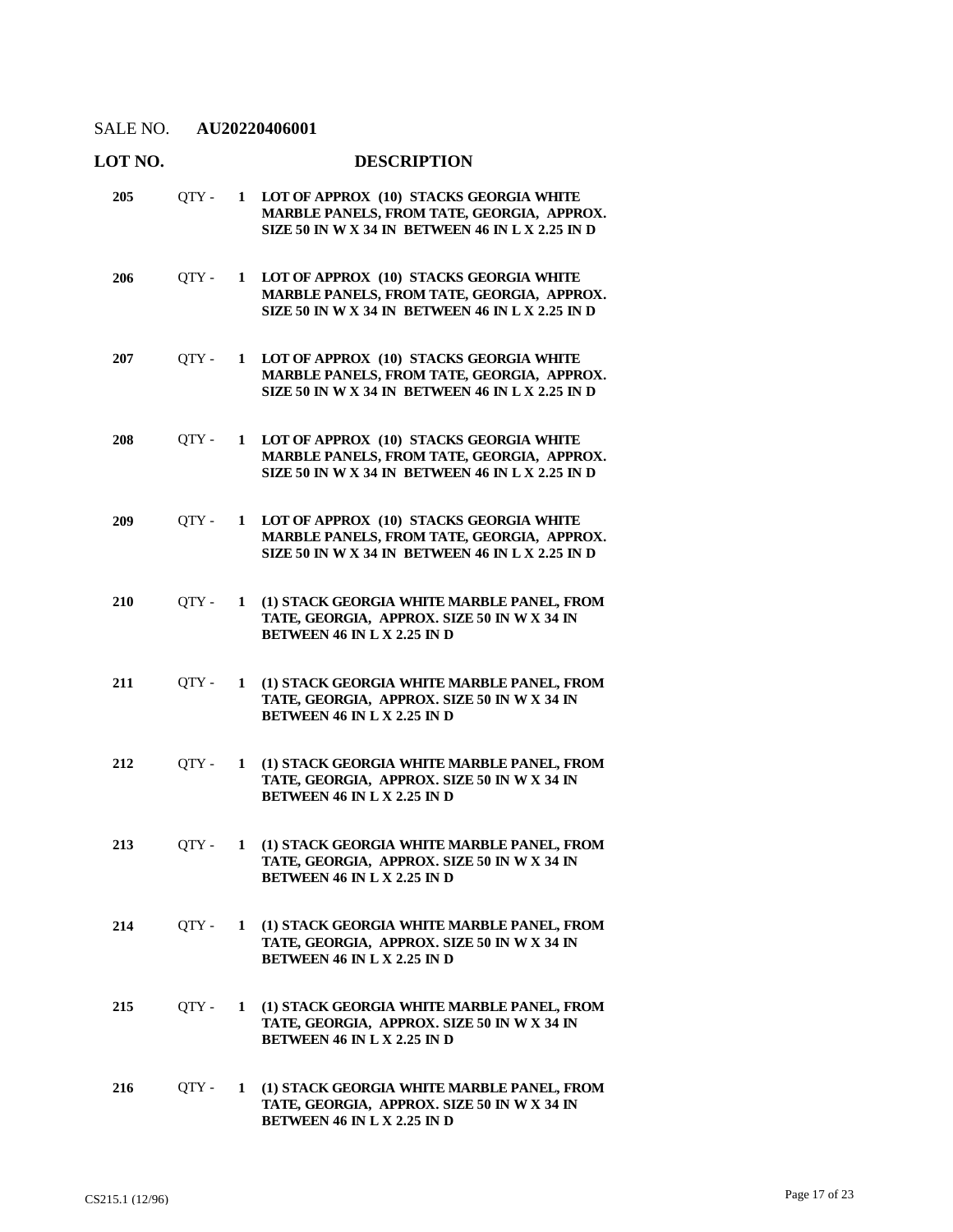SALE NO. **AU20220406001**

| LOT NO. | | | DESCRIPTION |
|---|---|---|---|
| **205** | QTY - | **1** | **LOT OF APPROX (10) STACKS GEORGIA WHITE MARBLE PANELS, FROM TATE, GEORGIA, APPROX. SIZE 50 IN W X 34 IN BETWEEN 46 IN L X 2.25 IN D** |
| **206** | QTY - | **1** | **LOT OF APPROX (10) STACKS GEORGIA WHITE MARBLE PANELS, FROM TATE, GEORGIA, APPROX. SIZE 50 IN W X 34 IN BETWEEN 46 IN L X 2.25 IN D** |
| **207** | QTY - | **1** | **LOT OF APPROX (10) STACKS GEORGIA WHITE MARBLE PANELS, FROM TATE, GEORGIA, APPROX. SIZE 50 IN W X 34 IN BETWEEN 46 IN L X 2.25 IN D** |
| **208** | QTY - | **1** | **LOT OF APPROX (10) STACKS GEORGIA WHITE MARBLE PANELS, FROM TATE, GEORGIA, APPROX. SIZE 50 IN W X 34 IN BETWEEN 46 IN L X 2.25 IN D** |
| **209** | QTY - | **1** | **LOT OF APPROX (10) STACKS GEORGIA WHITE MARBLE PANELS, FROM TATE, GEORGIA, APPROX. SIZE 50 IN W X 34 IN BETWEEN 46 IN L X 2.25 IN D** |
| **210** | QTY - | **1** | **(1) STACK GEORGIA WHITE MARBLE PANEL, FROM TATE, GEORGIA, APPROX. SIZE 50 IN W X 34 IN BETWEEN 46 IN L X 2.25 IN D** |
| **211** | QTY - | **1** | **(1) STACK GEORGIA WHITE MARBLE PANEL, FROM TATE, GEORGIA, APPROX. SIZE 50 IN W X 34 IN BETWEEN 46 IN L X 2.25 IN D** |
| **212** | QTY - | **1** | **(1) STACK GEORGIA WHITE MARBLE PANEL, FROM TATE, GEORGIA, APPROX. SIZE 50 IN W X 34 IN BETWEEN 46 IN L X 2.25 IN D** |
| **213** | QTY - | **1** | **(1) STACK GEORGIA WHITE MARBLE PANEL, FROM TATE, GEORGIA, APPROX. SIZE 50 IN W X 34 IN BETWEEN 46 IN L X 2.25 IN D** |
| **214** | QTY - | **1** | **(1) STACK GEORGIA WHITE MARBLE PANEL, FROM TATE, GEORGIA, APPROX. SIZE 50 IN W X 34 IN BETWEEN 46 IN L X 2.25 IN D** |
| **215** | QTY - | **1** | **(1) STACK GEORGIA WHITE MARBLE PANEL, FROM TATE, GEORGIA, APPROX. SIZE 50 IN W X 34 IN BETWEEN 46 IN L X 2.25 IN D** |
| **216** | QTY - | **1** | **(1) STACK GEORGIA WHITE MARBLE PANEL, FROM TATE, GEORGIA, APPROX. SIZE 50 IN W X 34 IN BETWEEN 46 IN L X 2.25 IN D** |

CS215.1 (12/96)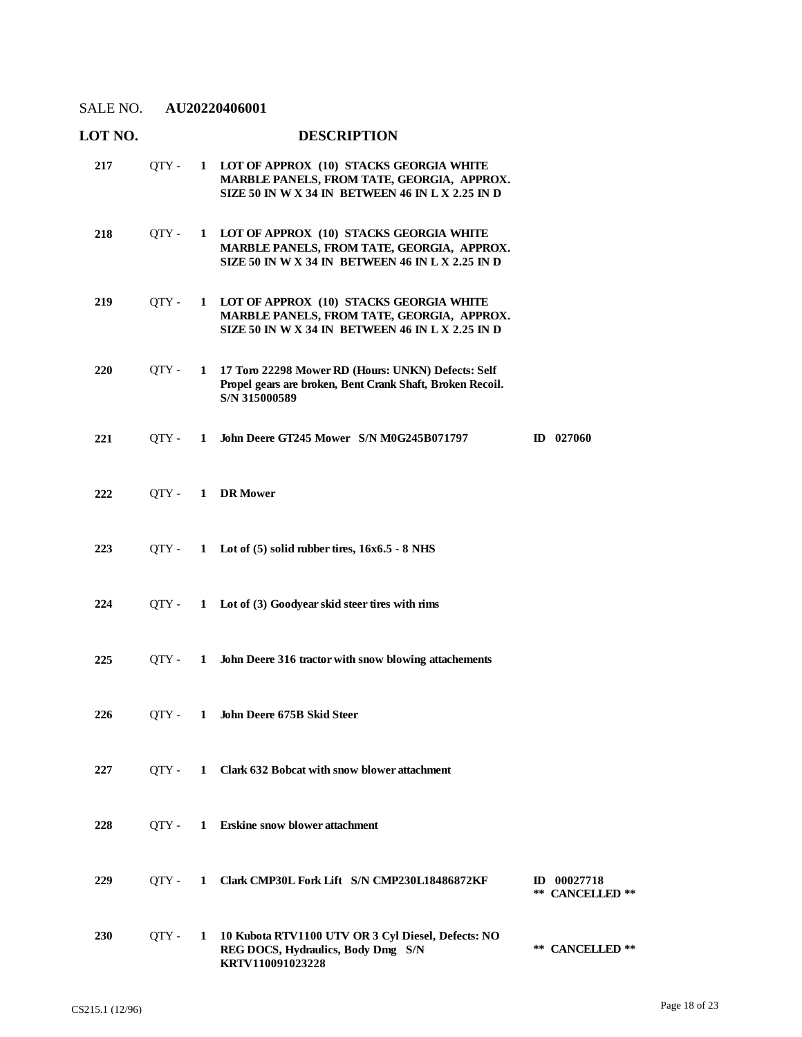SALE NO. **AU20220406001**

| LOT NO. | | | DESCRIPTION | |
|---|---|---|---|---|
| **217** | QTY - | **1** | **LOT OF APPROX (10) STACKS GEORGIA WHITE MARBLE PANELS, FROM TATE, GEORGIA, APPROX. SIZE 50 IN W X 34 IN BETWEEN 46 IN L X 2.25 IN D** | |
| **218** | QTY - | **1** | **LOT OF APPROX (10) STACKS GEORGIA WHITE MARBLE PANELS, FROM TATE, GEORGIA, APPROX. SIZE 50 IN W X 34 IN BETWEEN 46 IN L X 2.25 IN D** | |
| **219** | QTY - | **1** | **LOT OF APPROX (10) STACKS GEORGIA WHITE MARBLE PANELS, FROM TATE, GEORGIA, APPROX. SIZE 50 IN W X 34 IN BETWEEN 46 IN L X 2.25 IN D** | |
| **220** | QTY - | **1** | **17 Toro 22298 Mower RD (Hours: UNKN) Defects: Self Propel gears are broken, Bent Crank Shaft, Broken Recoil. S/N 315000589** | |
| **221** | QTY - | **1** | **John Deere GT245 Mower S/N M0G245B071797** | **ID 027060** |
| **222** | QTY - | **1** | **DR Mower** | |
| **223** | QTY - | **1** | **Lot of (5) solid rubber tires, 16x6.5 - 8 NHS** | |
| **224** | QTY - | **1** | **Lot of (3) Goodyear skid steer tires with rims** | |
| **225** | QTY - | **1** | **John Deere 316 tractor with snow blowing attachements** | |
| **226** | QTY - | **1** | **John Deere 675B Skid Steer** | |
| **227** | QTY - | **1** | **Clark 632 Bobcat with snow blower attachment** | |
| **228** | QTY - | **1** | **Erskine snow blower attachment** | |
| **229** | QTY - | **1** | **Clark CMP30L Fork Lift S/N CMP230L18486872KF** | **ID 00027718** **\*\* CANCELLED \*\*** |
| **230** | QTY - | **1** | **10 Kubota RTV1100 UTV OR 3 Cyl Diesel, Defects: NO REG DOCS, Hydraulics, Body Dmg S/N KRTV110091023228** | **\*\* CANCELLED \*\*** |

CS215.1 (12/96)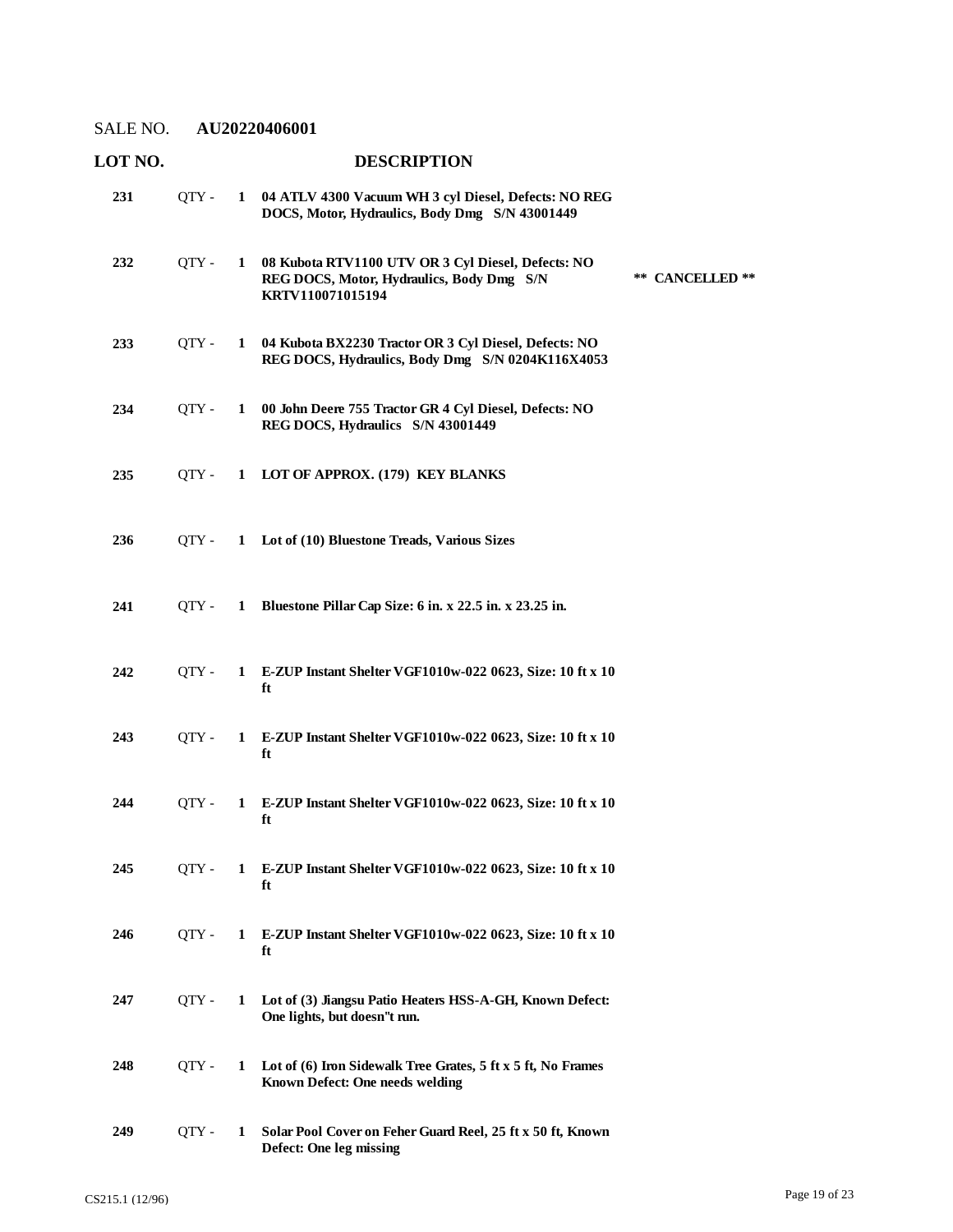SALE NO. **AU20220406001**

| LOT NO. | | | DESCRIPTION | |
|---|---|---|---|---|
| 231 | QTY - | 1 | **04 ATLV 4300 Vacuum WH 3 cyl Diesel, Defects: NO REG DOCS, Motor, Hydraulics, Body Dmg S/N 43001449** | |
| 232 | QTY - | 1 | **08 Kubota RTV1100 UTV OR 3 Cyl Diesel, Defects: NO REG DOCS, Motor, Hydraulics, Body Dmg S/N KRTV110071015194** | **\*\* CANCELLED \*\*** |
| 233 | QTY - | 1 | **04 Kubota BX2230 Tractor OR 3 Cyl Diesel, Defects: NO REG DOCS, Hydraulics, Body Dmg S/N 0204K116X4053** | |
| 234 | QTY - | 1 | **00 John Deere 755 Tractor GR 4 Cyl Diesel, Defects: NO REG DOCS, Hydraulics S/N 43001449** | |
| 235 | QTY - | 1 | **LOT OF APPROX. (179) KEY BLANKS** | |
| 236 | QTY - | 1 | **Lot of (10) Bluestone Treads, Various Sizes** | |
| 241 | QTY - | 1 | **Bluestone Pillar Cap Size: 6 in. x 22.5 in. x 23.25 in.** | |
| 242 | QTY - | 1 | **E-ZUP Instant Shelter VGF1010w-022 0623, Size: 10 ft x 10 ft** | |
| 243 | QTY - | 1 | **E-ZUP Instant Shelter VGF1010w-022 0623, Size: 10 ft x 10 ft** | |
| 244 | QTY - | 1 | **E-ZUP Instant Shelter VGF1010w-022 0623, Size: 10 ft x 10 ft** | |
| 245 | QTY - | 1 | **E-ZUP Instant Shelter VGF1010w-022 0623, Size: 10 ft x 10 ft** | |
| 246 | QTY - | 1 | **E-ZUP Instant Shelter VGF1010w-022 0623, Size: 10 ft x 10 ft** | |
| 247 | QTY - | 1 | **Lot of (3) Jiangsu Patio Heaters HSS-A-GH, Known Defect: One lights, but doesn"t run.** | |
| 248 | QTY - | 1 | **Lot of (6) Iron Sidewalk Tree Grates, 5 ft x 5 ft, No Frames Known Defect: One needs welding** | |
| 249 | QTY - | 1 | **Solar Pool Cover on Feher Guard Reel, 25 ft x 50 ft, Known Defect: One leg missing** | |

CS215.1 (12/96)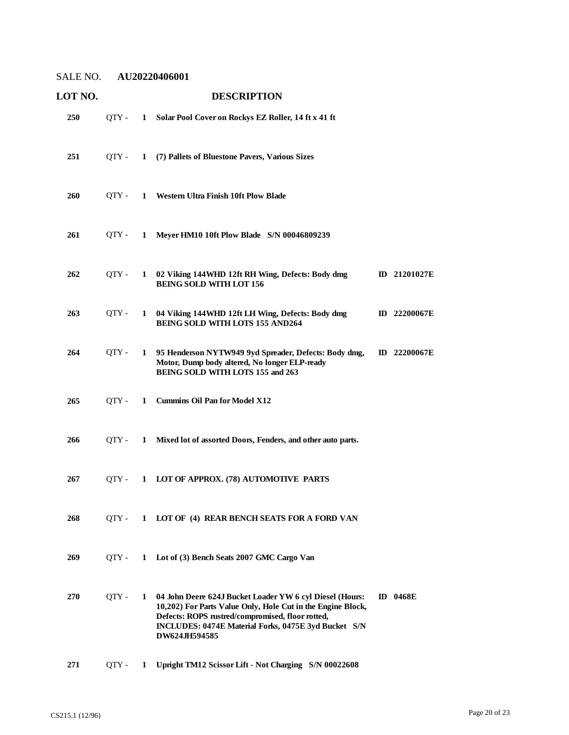SALE NO. **AU20220406001**

| LOT NO. | | | DESCRIPTION | |
|---|---|---|---|---|
| **250** | QTY - | **1** | **Solar Pool Cover on Rockys EZ Roller, 14 ft x 41 ft** | |
| **251** | QTY - | **1** | **(7) Pallets of Bluestone Pavers, Various Sizes** | |
| **260** | QTY - | **1** | **Western Ultra Finish 10ft Plow Blade** | |
| **261** | QTY - | **1** | **Meyer HM10 10ft Plow Blade S/N 00046809239** | |
| **262** | QTY - | **1** | **02 Viking 144WHD 12ft RH Wing, Defects: Body dmg BEING SOLD WITH LOT 156** | **ID 21201027E** |
| **263** | QTY - | **1** | **04 Viking 144WHD 12ft LH Wing, Defects: Body dmg BEING SOLD WITH LOTS 155 AND264** | **ID 22200067E** |
| **264** | QTY - | **1** | **95 Henderson NYTW949 9yd Spreader, Defects: Body dmg, Motor, Dump body altered, No longer ELP-ready BEING SOLD WITH LOTS 155 and 263** | **ID 22200067E** |
| **265** | QTY - | **1** | **Cummins Oil Pan for Model X12** | |
| **266** | QTY - | **1** | **Mixed lot of assorted Doors, Fenders, and other auto parts.** | |
| **267** | QTY - | **1** | **LOT OF APPROX. (78) AUTOMOTIVE PARTS** | |
| **268** | QTY - | **1** | **LOT OF (4) REAR BENCH SEATS FOR A FORD VAN** | |
| **269** | QTY - | **1** | **Lot of (3) Bench Seats 2007 GMC Cargo Van** | |
| **270** | QTY - | **1** | **04 John Deere 624J Bucket Loader YW 6 cyl Diesel (Hours: 10,202) For Parts Value Only, Hole Cut in the Engine Block, Defects: ROPS rustred/compromised, floor rotted, INCLUDES: 0474E Material Forks, 0475E 3yd Bucket S/N DW624JH594585** | **ID 0468E** |
| **271** | QTY - | **1** | **Upright TM12 Scissor Lift - Not Charging S/N 00022608** | |

CS215.1 (12/96)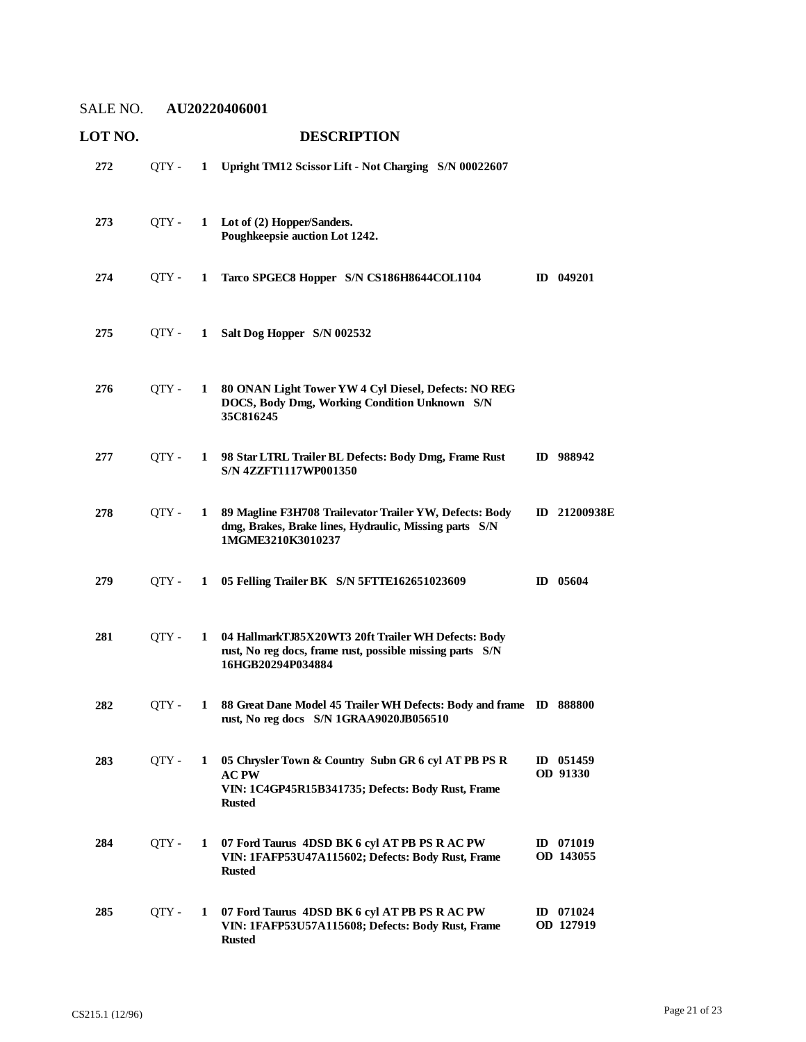SALE NO. **AU20220406001**

| LOT NO. | | | DESCRIPTION | |
|---|---|---|---|---|
| **272** | QTY - | **1** | **Upright TM12 Scissor Lift - Not Charging S/N 00022607** | |
| **273** | QTY - | **1** | **Lot of (2) Hopper/Sanders.<br>Poughkeepsie auction Lot 1242.** | |
| **274** | QTY - | **1** | **Tarco SPGEC8 Hopper S/N CS186H8644COL1104** | **ID 049201** |
| **275** | QTY - | **1** | **Salt Dog Hopper S/N 002532** | |
| **276** | QTY - | **1** | **80 ONAN Light Tower YW 4 Cyl Diesel, Defects: NO REG DOCS, Body Dmg, Working Condition Unknown S/N 35C816245** | |
| **277** | QTY - | **1** | **98 Star LTRL Trailer BL Defects: Body Dmg, Frame Rust S/N 4ZZFT1117WP001350** | **ID 988942** |
| **278** | QTY - | **1** | **89 Magline F3H708 Trailevator Trailer YW, Defects: Body dmg, Brakes, Brake lines, Hydraulic, Missing parts S/N 1MGME3210K3010237** | **ID 21200938E** |
| **279** | QTY - | **1** | **05 Felling Trailer BK S/N 5FTTE162651023609** | **ID 05604** |
| **281** | QTY - | **1** | **04 HallmarkTJ85X20WT3 20ft Trailer WH Defects: Body rust, No reg docs, frame rust, possible missing parts S/N 16HGB20294P034884** | |
| **282** | QTY - | **1** | **88 Great Dane Model 45 Trailer WH Defects: Body and frame rust, No reg docs S/N 1GRAA9020JB056510** | **ID 888800** |
| **283** | QTY - | **1** | **05 Chrysler Town & Country Subn GR 6 cyl AT PB PS R AC PW<br>VIN: 1C4GP45R15B341735; Defects: Body Rust, Frame Rusted** | **ID 051459<br>OD 91330** |
| **284** | QTY - | **1** | **07 Ford Taurus 4DSD BK 6 cyl AT PB PS R AC PW<br>VIN: 1FAFP53U47A115602; Defects: Body Rust, Frame Rusted** | **ID 071019<br>OD 143055** |
| **285** | QTY - | **1** | **07 Ford Taurus 4DSD BK 6 cyl AT PB PS R AC PW<br>VIN: 1FAFP53U57A115608; Defects: Body Rust, Frame Rusted** | **ID 071024<br>OD 127919** |

CS215.1 (12/96)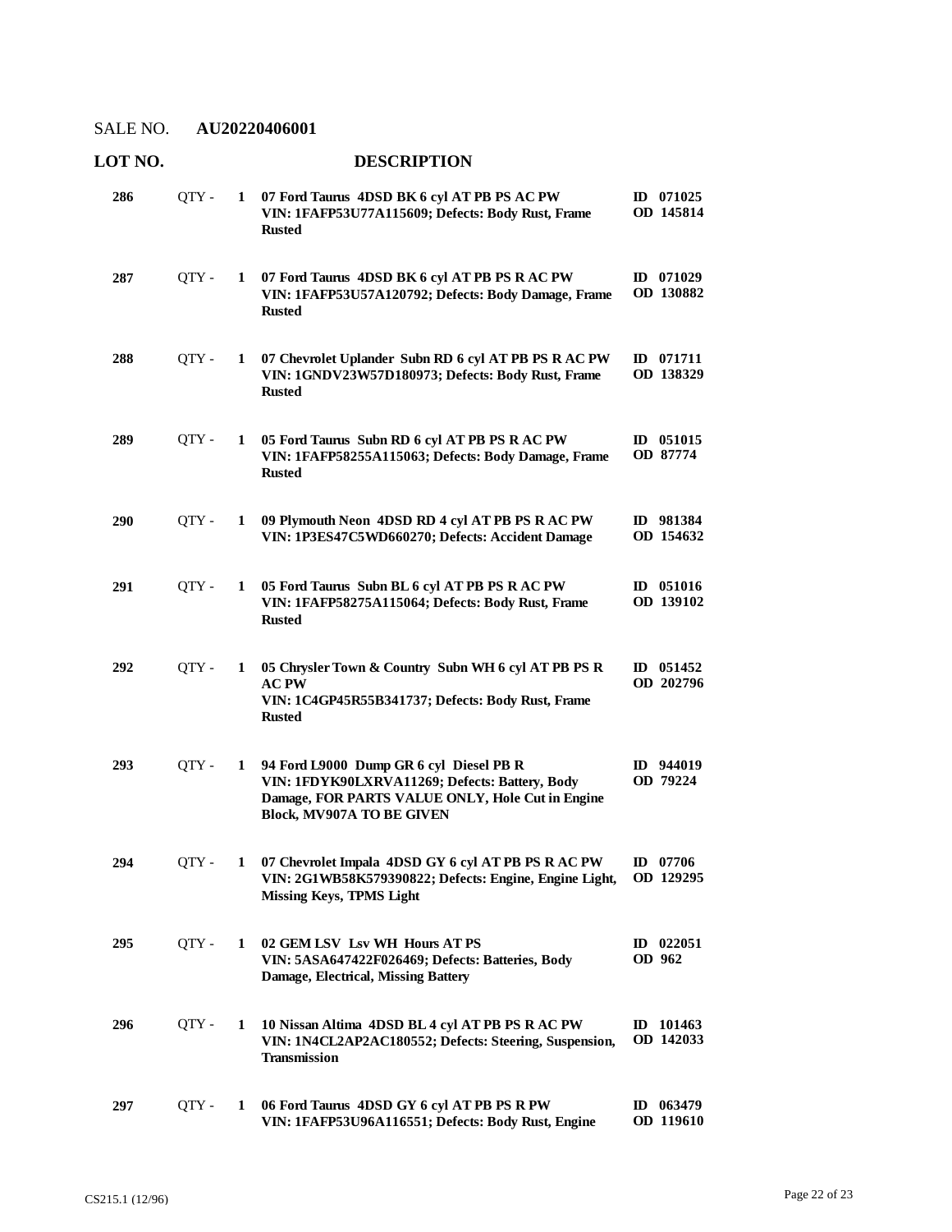SALE NO. **AU20220406001**

| LOT NO. | | | DESCRIPTION | |
|---|---|---|---|---|
| **286** | QTY - | **1** | **07 Ford Taurus 4DSD BK 6 cyl AT PB PS AC PW VIN: 1FAFP53U77A115609; Defects: Body Rust, Frame Rusted** | **ID 071025 OD 145814** |
| **287** | QTY - | **1** | **07 Ford Taurus 4DSD BK 6 cyl AT PB PS R AC PW VIN: 1FAFP53U57A120792; Defects: Body Damage, Frame Rusted** | **ID 071029 OD 130882** |
| **288** | QTY - | **1** | **07 Chevrolet Uplander Subn RD 6 cyl AT PB PS R AC PW VIN: 1GNDV23W57D180973; Defects: Body Rust, Frame Rusted** | **ID 071711 OD 138329** |
| **289** | QTY - | **1** | **05 Ford Taurus Subn RD 6 cyl AT PB PS R AC PW VIN: 1FAFP58255A115063; Defects: Body Damage, Frame Rusted** | **ID 051015 OD 87774** |
| **290** | QTY - | **1** | **09 Plymouth Neon 4DSD RD 4 cyl AT PB PS R AC PW VIN: 1P3ES47C5WD660270; Defects: Accident Damage** | **ID 981384 OD 154632** |
| **291** | QTY - | **1** | **05 Ford Taurus Subn BL 6 cyl AT PB PS R AC PW VIN: 1FAFP58275A115064; Defects: Body Rust, Frame Rusted** | **ID 051016 OD 139102** |
| **292** | QTY - | **1** | **05 Chrysler Town & Country Subn WH 6 cyl AT PB PS R AC PW VIN: 1C4GP45R55B341737; Defects: Body Rust, Frame Rusted** | **ID 051452 OD 202796** |
| **293** | QTY - | **1** | **94 Ford L9000 Dump GR 6 cyl Diesel PB R VIN: 1FDYK90LXRVA11269; Defects: Battery, Body Damage, FOR PARTS VALUE ONLY, Hole Cut in Engine Block, MV907A TO BE GIVEN** | **ID 944019 OD 79224** |
| **294** | QTY - | **1** | **07 Chevrolet Impala 4DSD GY 6 cyl AT PB PS R AC PW VIN: 2G1WB58K579390822; Defects: Engine, Engine Light, Missing Keys, TPMS Light** | **ID 07706 OD 129295** |
| **295** | QTY - | **1** | **02 GEM LSV Lsv WH Hours AT PS VIN: 5ASA647422F026469; Defects: Batteries, Body Damage, Electrical, Missing Battery** | **ID 022051 OD 962** |
| **296** | QTY - | **1** | **10 Nissan Altima 4DSD BL 4 cyl AT PB PS R AC PW VIN: 1N4CL2AP2AC180552; Defects: Steering, Suspension, Transmission** | **ID 101463 OD 142033** |
| **297** | QTY - | **1** | **06 Ford Taurus 4DSD GY 6 cyl AT PB PS R PW VIN: 1FAFP53U96A116551; Defects: Body Rust, Engine** | **ID 063479 OD 119610** |

CS215.1 (12/96)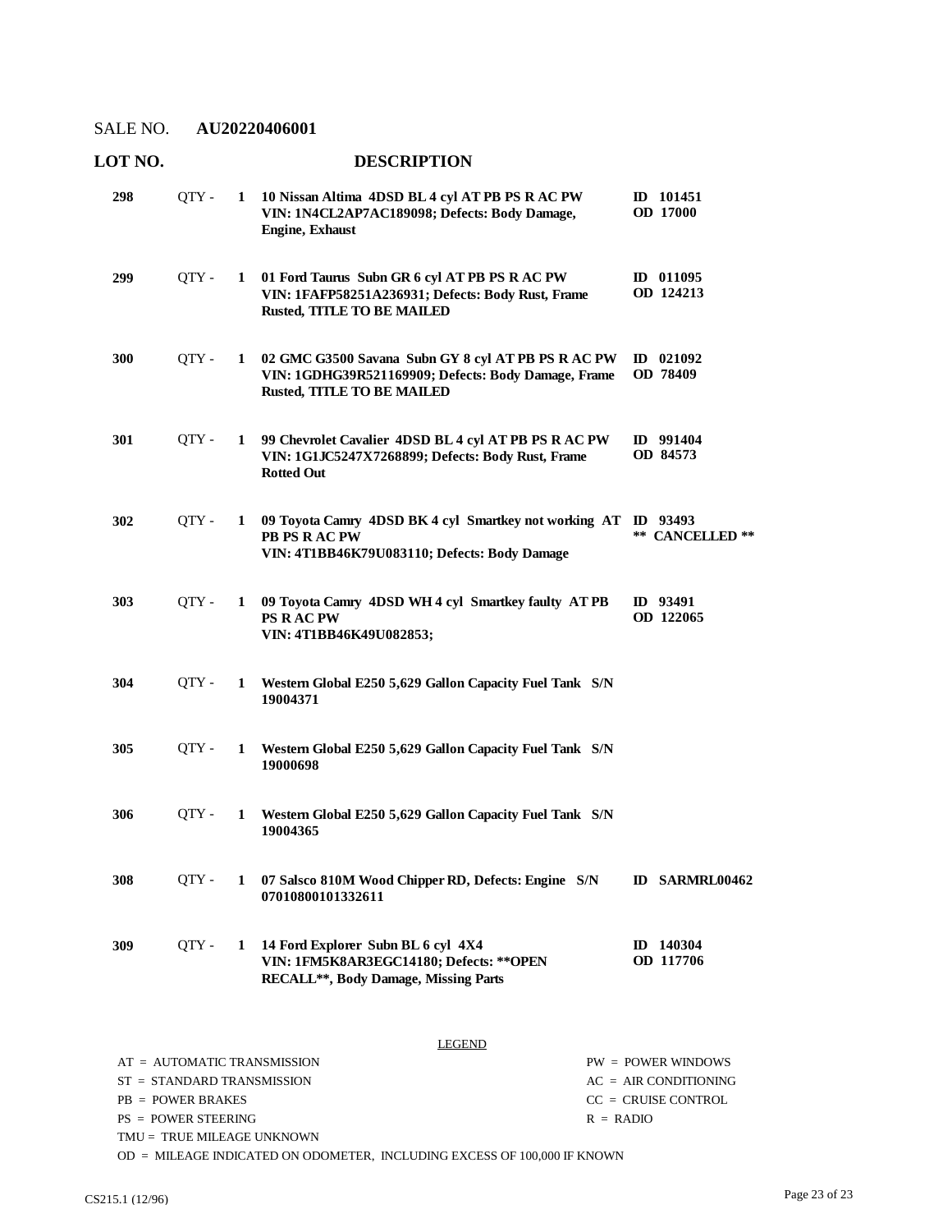SALE NO. **AU20220406001**

| LOT NO. | | | DESCRIPTION | |
|---|---|---|---|---|
| **298** | QTY - | **1** | **10 Nissan Altima 4DSD BL 4 cyl AT PB PS R AC PW VIN: 1N4CL2AP7AC189098; Defects: Body Damage, Engine, Exhaust** | **ID 101451 OD 17000** |
| **299** | QTY - | **1** | **01 Ford Taurus Subn GR 6 cyl AT PB PS R AC PW VIN: 1FAFP58251A236931; Defects: Body Rust, Frame Rusted, TITLE TO BE MAILED** | **ID 011095 OD 124213** |
| **300** | QTY - | **1** | **02 GMC G3500 Savana Subn GY 8 cyl AT PB PS R AC PW VIN: 1GDHG39R521169909; Defects: Body Damage, Frame Rusted, TITLE TO BE MAILED** | **ID 021092 OD 78409** |
| **301** | QTY - | **1** | **99 Chevrolet Cavalier 4DSD BL 4 cyl AT PB PS R AC PW VIN: 1G1JC5247X7268899; Defects: Body Rust, Frame Rotted Out** | **ID 991404 OD 84573** |
| **302** | QTY - | **1** | **09 Toyota Camry 4DSD BK 4 cyl Smartkey not working AT PB PS R AC PW VIN: 4T1BB46K79U083110; Defects: Body Damage** | **ID 93493 ** CANCELLED **** |
| **303** | QTY - | **1** | **09 Toyota Camry 4DSD WH 4 cyl Smartkey faulty AT PB PS R AC PW VIN: 4T1BB46K49U082853;** | **ID 93491 OD 122065** |
| **304** | QTY - | **1** | **Western Global E250 5,629 Gallon Capacity Fuel Tank S/N 19004371** | |
| **305** | QTY - | **1** | **Western Global E250 5,629 Gallon Capacity Fuel Tank S/N 19000698** | |
| **306** | QTY - | **1** | **Western Global E250 5,629 Gallon Capacity Fuel Tank S/N 19004365** | |
| **308** | QTY - | **1** | **07 Salsco 810M Wood Chipper RD, Defects: Engine S/N 07010800101332611** | **ID SARMRL00462** |
| **309** | QTY - | **1** | **14 Ford Explorer Subn BL 6 cyl 4X4 VIN: 1FM5K8AR3EGC14180; Defects: **OPEN RECALL**, Body Damage, Missing Parts** | **ID 140304 OD 117706** |

LEGEND

AT = AUTOMATIC TRANSMISSION
ST = STANDARD TRANSMISSION
PB = POWER BRAKES
PS = POWER STEERING
TMU = TRUE MILEAGE UNKNOWN
OD = MILEAGE INDICATED ON ODOMETER, INCLUDING EXCESS OF 100,000 IF KNOWN

PW = POWER WINDOWS
AC = AIR CONDITIONING
CC = CRUISE CONTROL
R = RADIO

CS215.1 (12/96)